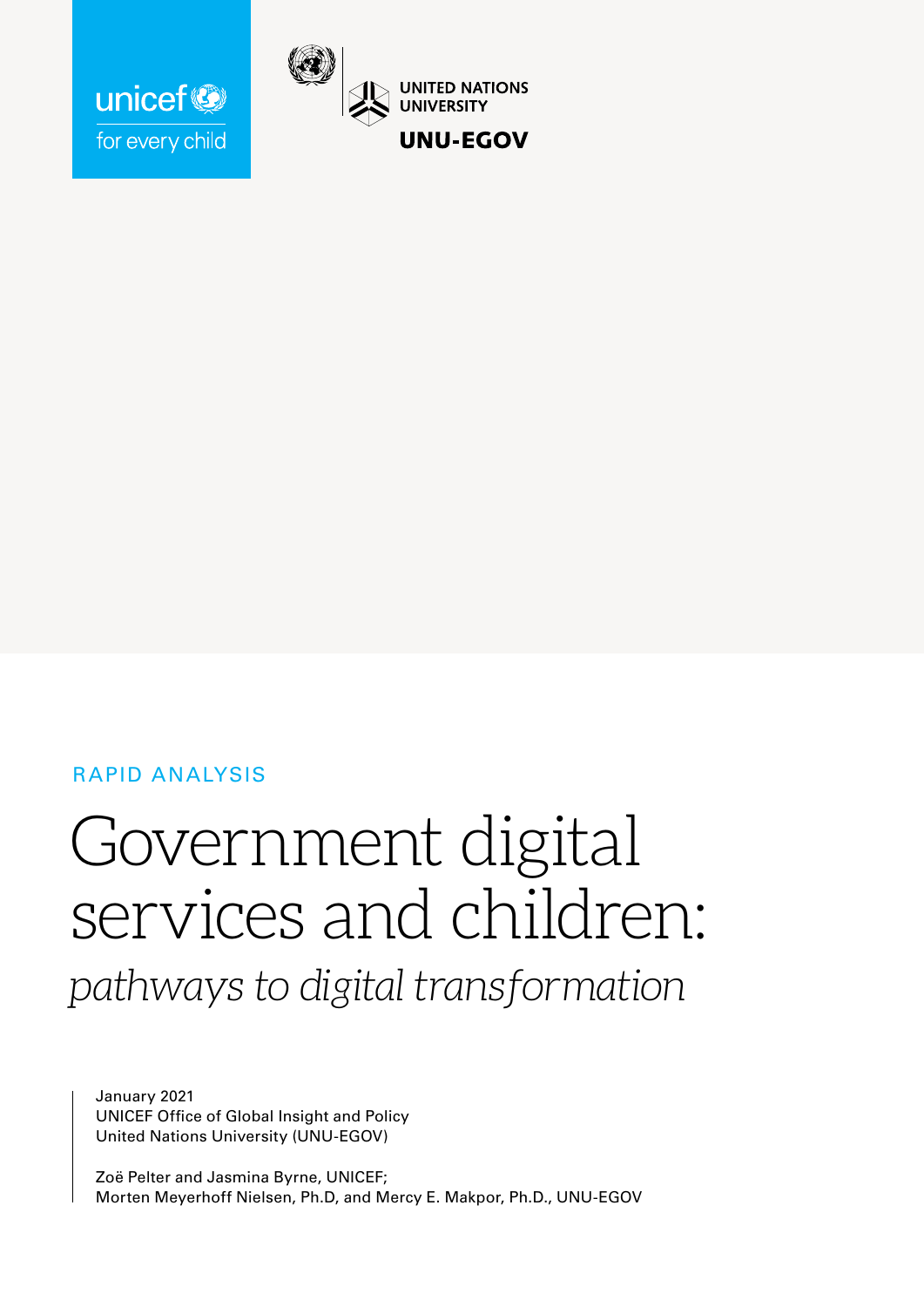unicef for every child

UNITED NATIONS UNIVERSITY

UNU-EGOV

RAPID ANALYSIS

# Government digital services and children:

*pathways to digital transformation*

January 2021
UNICEF Office of Global Insight and Policy
United Nations University (UNU-EGOV)

Zoë Pelter and Jasmina Byrne, UNICEF;
Morten Meyerhoff Nielsen, Ph.D, and Mercy E. Makpor, Ph.D., UNU-EGOV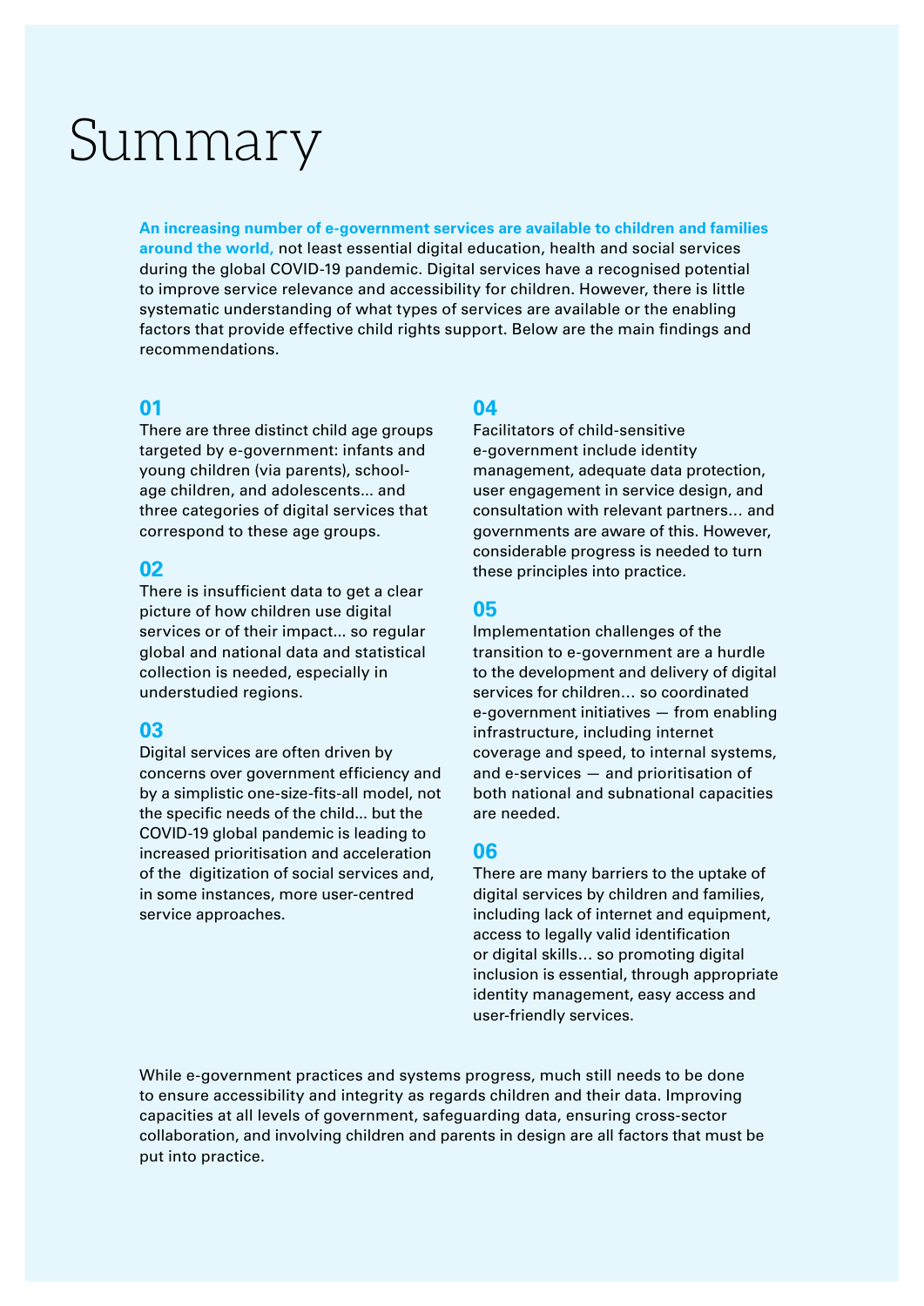# Summary

**An increasing number of e-government services are available to children and families around the world,** not least essential digital education, health and social services during the global COVID-19 pandemic. Digital services have a recognised potential to improve service relevance and accessibility for children. However, there is little systematic understanding of what types of services are available or the enabling factors that provide effective child rights support. Below are the main findings and recommendations.

### 01

There are three distinct child age groups targeted by e-government: infants and young children (via parents), school-age children, and adolescents... and three categories of digital services that correspond to these age groups.

### 02

There is insufficient data to get a clear picture of how children use digital services or of their impact... so regular global and national data and statistical collection is needed, especially in understudied regions.

### 03

Digital services are often driven by concerns over government efficiency and by a simplistic one-size-fits-all model, not the specific needs of the child... but the COVID-19 global pandemic is leading to increased prioritisation and acceleration of the digitization of social services and, in some instances, more user-centred service approaches.

### 04

Facilitators of child-sensitive e-government include identity management, adequate data protection, user engagement in service design, and consultation with relevant partners… and governments are aware of this. However, considerable progress is needed to turn these principles into practice.

### 05

Implementation challenges of the transition to e-government are a hurdle to the development and delivery of digital services for children… so coordinated e-government initiatives — from enabling infrastructure, including internet coverage and speed, to internal systems, and e-services — and prioritisation of both national and subnational capacities are needed.

### 06

There are many barriers to the uptake of digital services by children and families, including lack of internet and equipment, access to legally valid identification or digital skills… so promoting digital inclusion is essential, through appropriate identity management, easy access and user-friendly services.

While e-government practices and systems progress, much still needs to be done to ensure accessibility and integrity as regards children and their data. Improving capacities at all levels of government, safeguarding data, ensuring cross-sector collaboration, and involving children and parents in design are all factors that must be put into practice.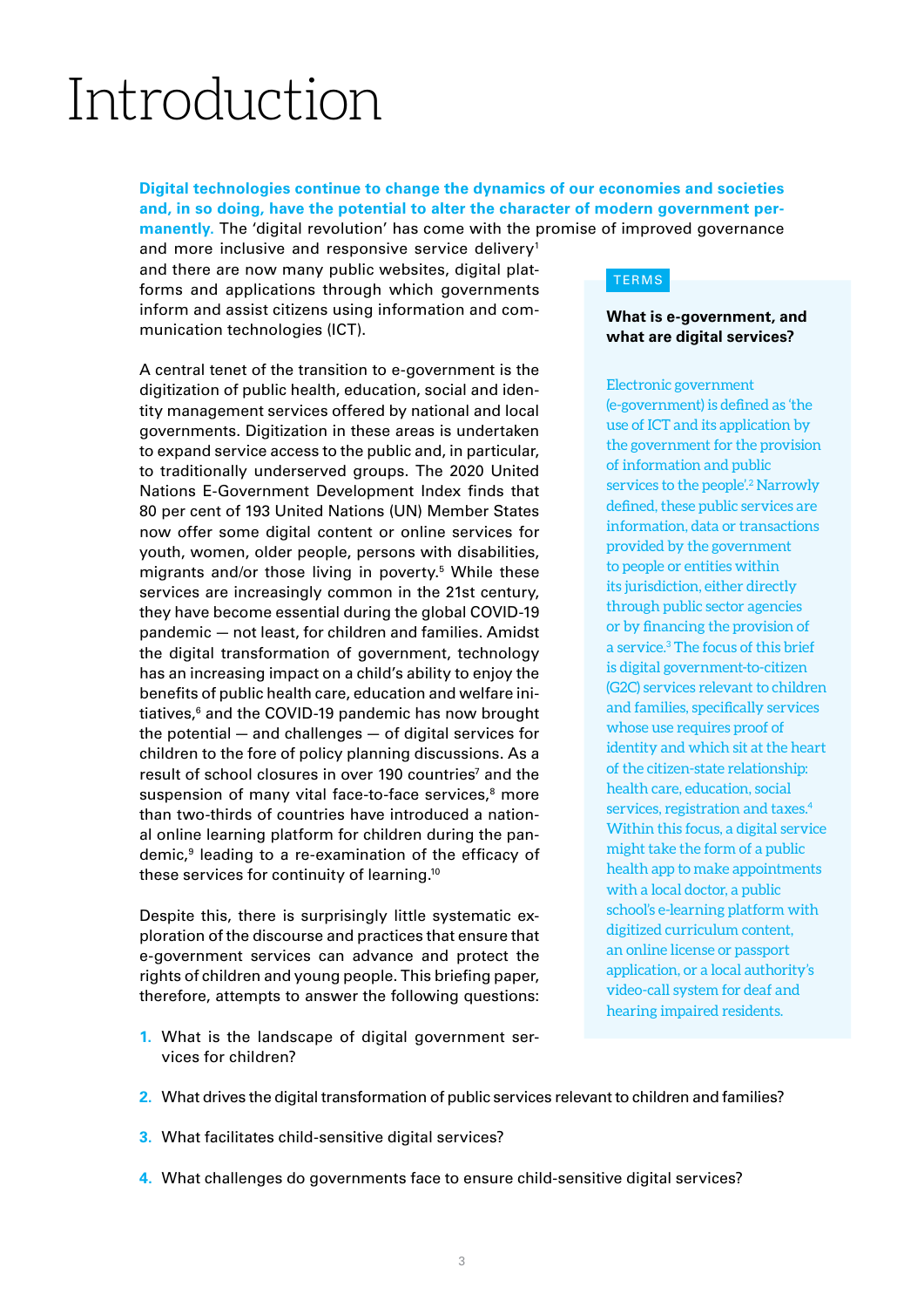# Introduction

**Digital technologies continue to change the dynamics of our economies and societies and, in so doing, have the potential to alter the character of modern government permanently.** The 'digital revolution' has come with the promise of improved governance and more inclusive and responsive service delivery[1] and there are now many public websites, digital platforms and applications through which governments inform and assist citizens using information and communication technologies (ICT).

A central tenet of the transition to e-government is the digitization of public health, education, social and identity management services offered by national and local governments. Digitization in these areas is undertaken to expand service access to the public and, in particular, to traditionally underserved groups. The 2020 United Nations E-Government Development Index finds that 80 per cent of 193 United Nations (UN) Member States now offer some digital content or online services for youth, women, older people, persons with disabilities, migrants and/or those living in poverty.[5] While these services are increasingly common in the 21st century, they have become essential during the global COVID-19 pandemic — not least, for children and families. Amidst the digital transformation of government, technology has an increasing impact on a child's ability to enjoy the benefits of public health care, education and welfare initiatives,[6] and the COVID-19 pandemic has now brought the potential — and challenges — of digital services for children to the fore of policy planning discussions. As a result of school closures in over 190 countries[7] and the suspension of many vital face-to-face services,[8] more than two-thirds of countries have introduced a national online learning platform for children during the pandemic,[9] leading to a re-examination of the efficacy of these services for continuity of learning.[10]

Despite this, there is surprisingly little systematic exploration of the discourse and practices that ensure that e-government services can advance and protect the rights of children and young people. This briefing paper, therefore, attempts to answer the following questions:

1. What is the landscape of digital government services for children?
2. What drives the digital transformation of public services relevant to children and families?
3. What facilitates child-sensitive digital services?
4. What challenges do governments face to ensure child-sensitive digital services?

> TERMS
>
> **What is e-government, and what are digital services?**
>
> Electronic government (e-government) is defined as 'the use of ICT and its application by the government for the provision of information and public services to the people'.[2] Narrowly defined, these public services are information, data or transactions provided by the government to people or entities within its jurisdiction, either directly through public sector agencies or by financing the provision of a service.[3] The focus of this brief is digital government-to-citizen (G2C) services relevant to children and families, specifically services whose use requires proof of identity and which sit at the heart of the citizen-state relationship: health care, education, social services, registration and taxes.[4] Within this focus, a digital service might take the form of a public health app to make appointments with a local doctor, a public school's e-learning platform with digitized curriculum content, an online license or passport application, or a local authority's video-call system for deaf and hearing impaired residents.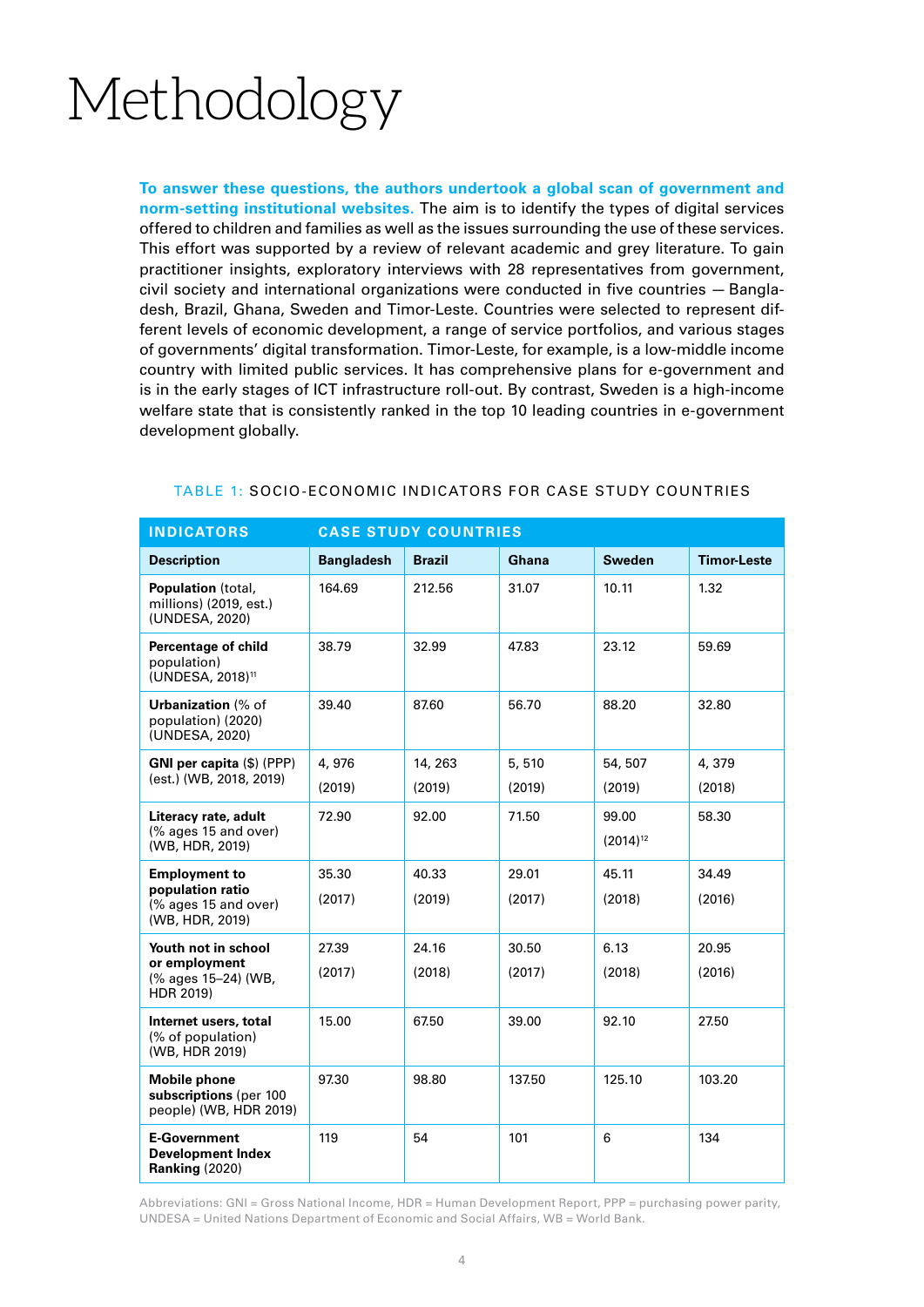# Methodology

**To answer these questions, the authors undertook a global scan of government and norm-setting institutional websites.** The aim is to identify the types of digital services offered to children and families as well as the issues surrounding the use of these services. This effort was supported by a review of relevant academic and grey literature. To gain practitioner insights, exploratory interviews with 28 representatives from government, civil society and international organizations were conducted in five countries — Bangladesh, Brazil, Ghana, Sweden and Timor-Leste. Countries were selected to represent different levels of economic development, a range of service portfolios, and various stages of governments' digital transformation. Timor-Leste, for example, is a low-middle income country with limited public services. It has comprehensive plans for e-government and is in the early stages of ICT infrastructure roll-out. By contrast, Sweden is a high-income welfare state that is consistently ranked in the top 10 leading countries in e-government development globally.

TABLE 1: SOCIO-ECONOMIC INDICATORS FOR CASE STUDY COUNTRIES

| INDICATORS | CASE STUDY COUNTRIES | | | | |
|---|---|---|---|---|---|
| **Description** | **Bangladesh** | **Brazil** | **Ghana** | **Sweden** | **Timor-Leste** |
| **Population** (total, millions) (2019, est.) (UNDESA, 2020) | 164.69 | 212.56 | 31.07 | 10.11 | 1.32 |
| **Percentage of child** population) (UNDESA, 2018)[11] | 38.79 | 32.99 | 47.83 | 23.12 | 59.69 |
| **Urbanization** (% of population) (2020) (UNDESA, 2020) | 39.40 | 87.60 | 56.70 | 88.20 | 32.80 |
| **GNI per capita** ($) (PPP) (est.) (WB, 2018, 2019) | 4, 976 (2019) | 14, 263 (2019) | 5, 510 (2019) | 54, 507 (2019) | 4, 379 (2018) |
| **Literacy rate, adult** (% ages 15 and over) (WB, HDR, 2019) | 72.90 | 92.00 | 71.50 | 99.00 (2014)[12] | 58.30 |
| **Employment to population ratio** (% ages 15 and over) (WB, HDR, 2019) | 35.30 (2017) | 40.33 (2019) | 29.01 (2017) | 45.11 (2018) | 34.49 (2016) |
| **Youth not in school or employment** (% ages 15–24) (WB, HDR 2019) | 27.39 (2017) | 24.16 (2018) | 30.50 (2017) | 6.13 (2018) | 20.95 (2016) |
| **Internet users, total** (% of population) (WB, HDR 2019) | 15.00 | 67.50 | 39.00 | 92.10 | 27.50 |
| **Mobile phone subscriptions** (per 100 people) (WB, HDR 2019) | 97.30 | 98.80 | 137.50 | 125.10 | 103.20 |
| **E-Government Development Index Ranking** (2020) | 119 | 54 | 101 | 6 | 134 |

Abbreviations: GNI = Gross National Income, HDR = Human Development Report, PPP = purchasing power parity, UNDESA = United Nations Department of Economic and Social Affairs, WB = World Bank.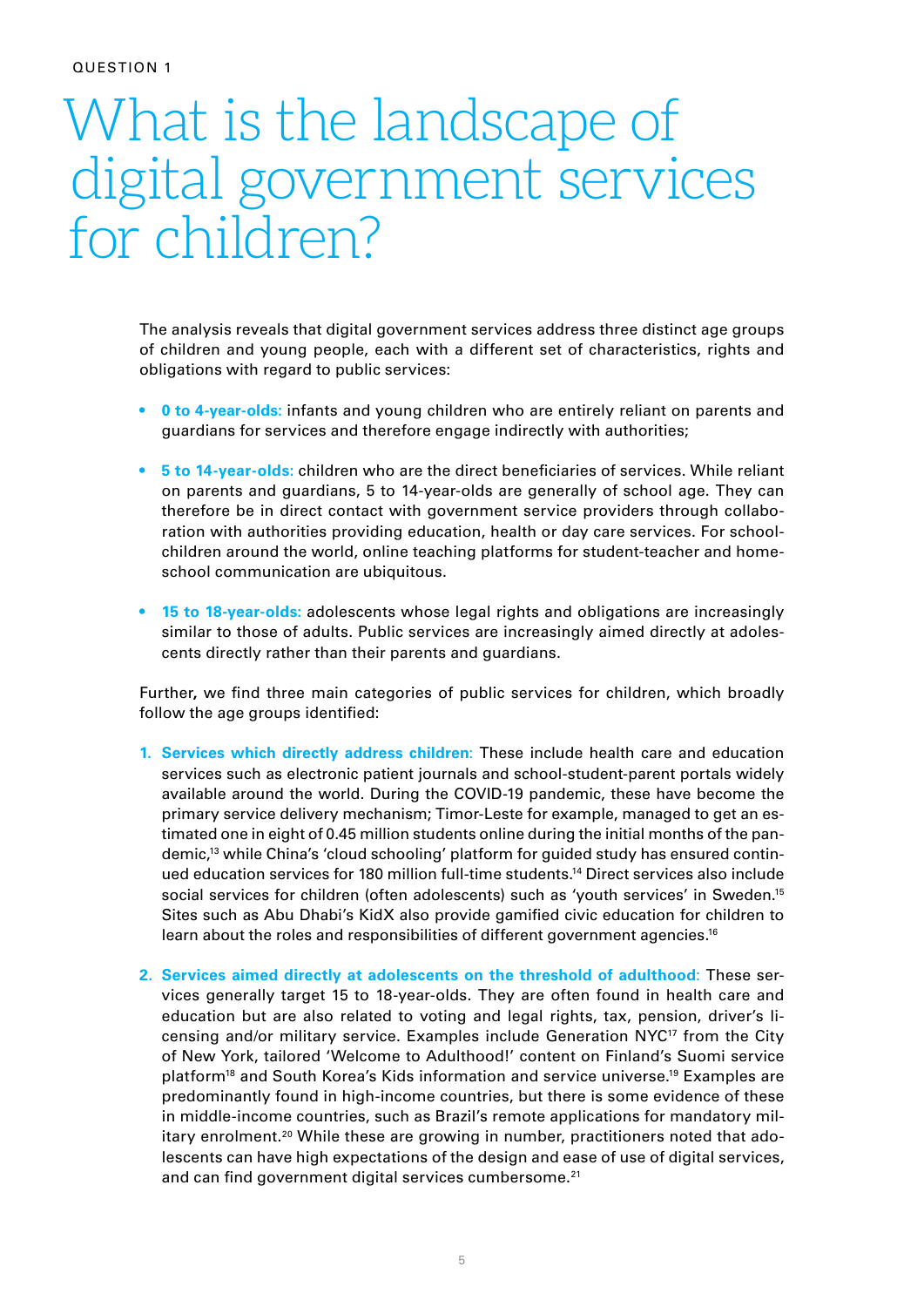QUESTION 1

# What is the landscape of digital government services for children?

The analysis reveals that digital government services address three distinct age groups of children and young people, each with a different set of characteristics, rights and obligations with regard to public services:

- **0 to 4-year-olds:** infants and young children who are entirely reliant on parents and guardians for services and therefore engage indirectly with authorities;
- **5 to 14-year-olds:** children who are the direct beneficiaries of services. While reliant on parents and guardians, 5 to 14-year-olds are generally of school age. They can therefore be in direct contact with government service providers through collaboration with authorities providing education, health or day care services. For schoolchildren around the world, online teaching platforms for student-teacher and home-school communication are ubiquitous.
- **15 to 18-year-olds:** adolescents whose legal rights and obligations are increasingly similar to those of adults. Public services are increasingly aimed directly at adolescents directly rather than their parents and guardians.

Further, we find three main categories of public services for children, which broadly follow the age groups identified:

1. **Services which directly address children:** These include health care and education services such as electronic patient journals and school-student-parent portals widely available around the world. During the COVID-19 pandemic, these have become the primary service delivery mechanism; Timor-Leste for example, managed to get an estimated one in eight of 0.45 million students online during the initial months of the pandemic,[13] while China's 'cloud schooling' platform for guided study has ensured continued education services for 180 million full-time students.[14] Direct services also include social services for children (often adolescents) such as 'youth services' in Sweden.[15] Sites such as Abu Dhabi's KidX also provide gamified civic education for children to learn about the roles and responsibilities of different government agencies.[16]
2. **Services aimed directly at adolescents on the threshold of adulthood:** These services generally target 15 to 18-year-olds. They are often found in health care and education but are also related to voting and legal rights, tax, pension, driver's licensing and/or military service. Examples include Generation NYC[17] from the City of New York, tailored 'Welcome to Adulthood!' content on Finland's Suomi service platform[18] and South Korea's Kids information and service universe.[19] Examples are predominantly found in high-income countries, but there is some evidence of these in middle-income countries, such as Brazil's remote applications for mandatory military enrolment.[20] While these are growing in number, practitioners noted that adolescents can have high expectations of the design and ease of use of digital services, and can find government digital services cumbersome.[21]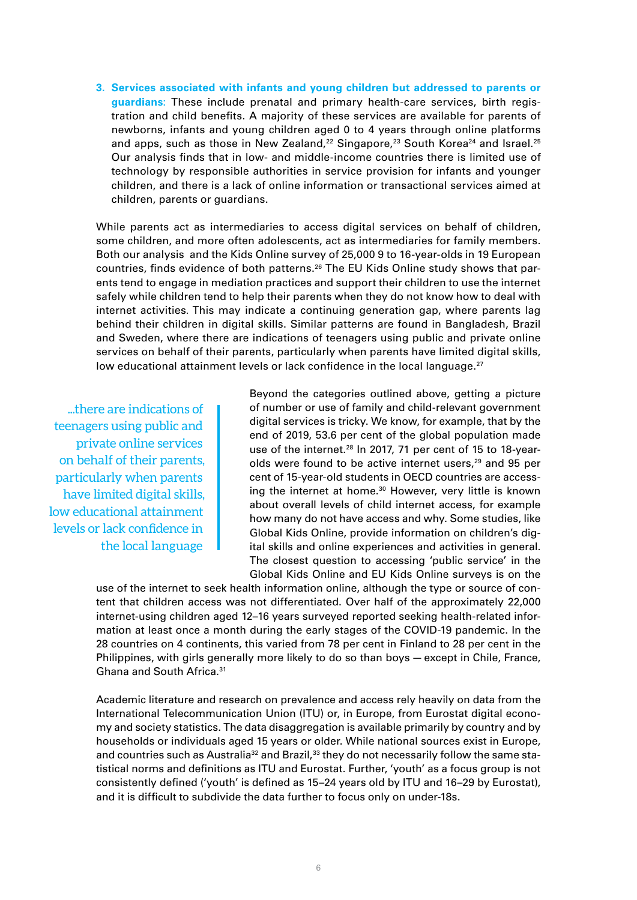3. **Services associated with infants and young children but addressed to parents or guardians**: These include prenatal and primary health-care services, birth registration and child benefits. A majority of these services are available for parents of newborns, infants and young children aged 0 to 4 years through online platforms and apps, such as those in New Zealand,[22] Singapore,[23] South Korea[24] and Israel.[25] Our analysis finds that in low- and middle-income countries there is limited use of technology by responsible authorities in service provision for infants and younger children, and there is a lack of online information or transactional services aimed at children, parents or guardians.

While parents act as intermediaries to access digital services on behalf of children, some children, and more often adolescents, act as intermediaries for family members. Both our analysis and the Kids Online survey of 25,000 9 to 16-year-olds in 19 European countries, finds evidence of both patterns.[26] The EU Kids Online study shows that parents tend to engage in mediation practices and support their children to use the internet safely while children tend to help their parents when they do not know how to deal with internet activities. This may indicate a continuing generation gap, where parents lag behind their children in digital skills. Similar patterns are found in Bangladesh, Brazil and Sweden, where there are indications of teenagers using public and private online services on behalf of their parents, particularly when parents have limited digital skills, low educational attainment levels or lack confidence in the local language.[27]

> ...there are indications of teenagers using public and private online services on behalf of their parents, particularly when parents have limited digital skills, low educational attainment levels or lack confidence in the local language

Beyond the categories outlined above, getting a picture of number or use of family and child-relevant government digital services is tricky. We know, for example, that by the end of 2019, 53.6 per cent of the global population made use of the internet.[28] In 2017, 71 per cent of 15 to 18-year-olds were found to be active internet users,[29] and 95 per cent of 15-year-old students in OECD countries are accessing the internet at home.[30] However, very little is known about overall levels of child internet access, for example how many do not have access and why. Some studies, like Global Kids Online, provide information on children's digital skills and online experiences and activities in general. The closest question to accessing 'public service' in the Global Kids Online and EU Kids Online surveys is on the use of the internet to seek health information online, although the type or source of content that children access was not differentiated. Over half of the approximately 22,000 internet-using children aged 12–16 years surveyed reported seeking health-related information at least once a month during the early stages of the COVID-19 pandemic. In the 28 countries on 4 continents, this varied from 78 per cent in Finland to 28 per cent in the Philippines, with girls generally more likely to do so than boys — except in Chile, France, Ghana and South Africa.[31]

Academic literature and research on prevalence and access rely heavily on data from the International Telecommunication Union (ITU) or, in Europe, from Eurostat digital economy and society statistics. The data disaggregation is available primarily by country and by households or individuals aged 15 years or older. While national sources exist in Europe, and countries such as Australia[32] and Brazil,[33] they do not necessarily follow the same statistical norms and definitions as ITU and Eurostat. Further, 'youth' as a focus group is not consistently defined ('youth' is defined as 15–24 years old by ITU and 16–29 by Eurostat), and it is difficult to subdivide the data further to focus only on under-18s.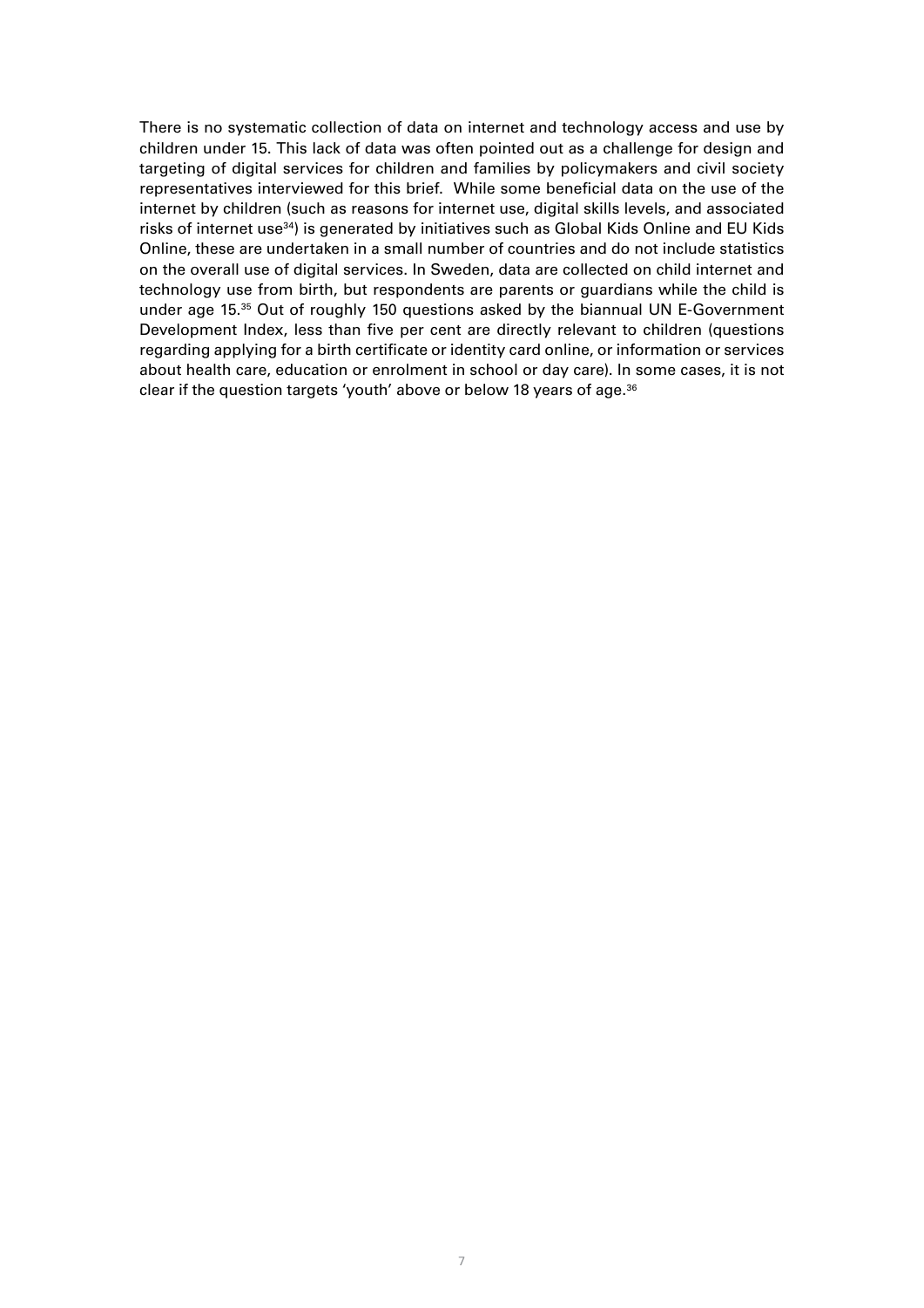There is no systematic collection of data on internet and technology access and use by children under 15. This lack of data was often pointed out as a challenge for design and targeting of digital services for children and families by policymakers and civil society representatives interviewed for this brief. While some beneficial data on the use of the internet by children (such as reasons for internet use, digital skills levels, and associated risks of internet use[34]) is generated by initiatives such as Global Kids Online and EU Kids Online, these are undertaken in a small number of countries and do not include statistics on the overall use of digital services. In Sweden, data are collected on child internet and technology use from birth, but respondents are parents or guardians while the child is under age 15.[35] Out of roughly 150 questions asked by the biannual UN E-Government Development Index, less than five per cent are directly relevant to children (questions regarding applying for a birth certificate or identity card online, or information or services about health care, education or enrolment in school or day care). In some cases, it is not clear if the question targets 'youth' above or below 18 years of age.[36]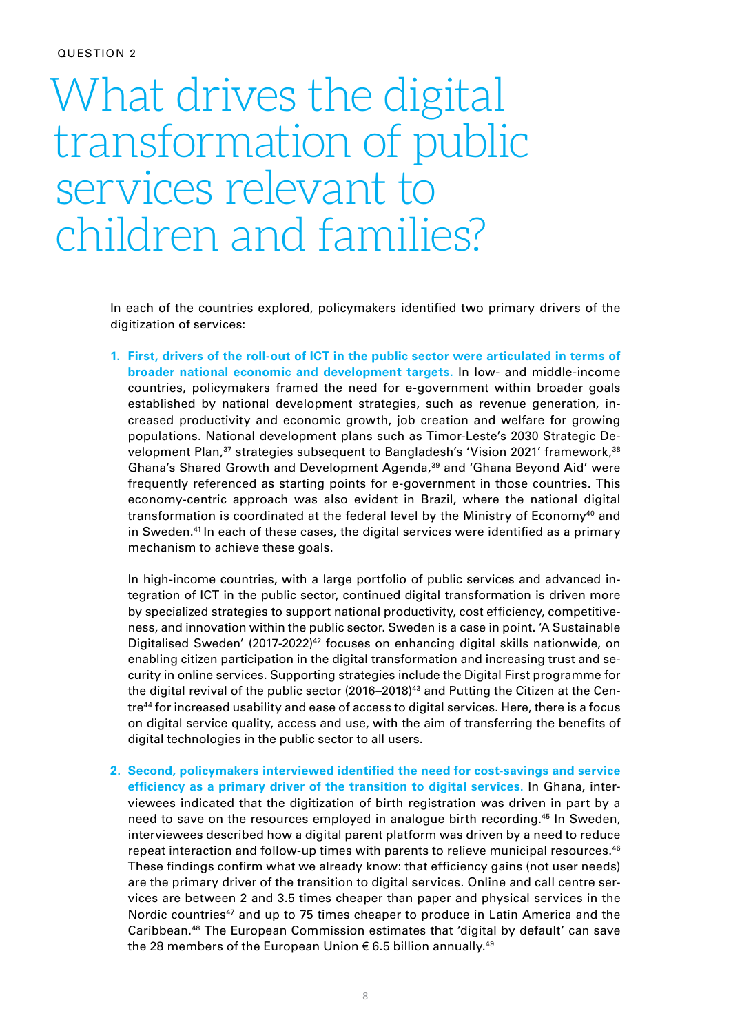QUESTION 2

# What drives the digital transformation of public services relevant to children and families?

In each of the countries explored, policymakers identified two primary drivers of the digitization of services:

1. **First, drivers of the roll-out of ICT in the public sector were articulated in terms of broader national economic and development targets.** In low- and middle-income countries, policymakers framed the need for e-government within broader goals established by national development strategies, such as revenue generation, increased productivity and economic growth, job creation and welfare for growing populations. National development plans such as Timor-Leste's 2030 Strategic Development Plan,[37] strategies subsequent to Bangladesh's 'Vision 2021' framework,[38] Ghana's Shared Growth and Development Agenda,[39] and 'Ghana Beyond Aid' were frequently referenced as starting points for e-government in those countries. This economy-centric approach was also evident in Brazil, where the national digital transformation is coordinated at the federal level by the Ministry of Economy[40] and in Sweden.[41] In each of these cases, the digital services were identified as a primary mechanism to achieve these goals.

   In high-income countries, with a large portfolio of public services and advanced integration of ICT in the public sector, continued digital transformation is driven more by specialized strategies to support national productivity, cost efficiency, competitiveness, and innovation within the public sector. Sweden is a case in point. 'A Sustainable Digitalised Sweden' (2017-2022)[42] focuses on enhancing digital skills nationwide, on enabling citizen participation in the digital transformation and increasing trust and security in online services. Supporting strategies include the Digital First programme for the digital revival of the public sector (2016–2018)[43] and Putting the Citizen at the Centre[44] for increased usability and ease of access to digital services. Here, there is a focus on digital service quality, access and use, with the aim of transferring the benefits of digital technologies in the public sector to all users.

2. **Second, policymakers interviewed identified the need for cost-savings and service efficiency as a primary driver of the transition to digital services.** In Ghana, interviewees indicated that the digitization of birth registration was driven in part by a need to save on the resources employed in analogue birth recording.[45] In Sweden, interviewees described how a digital parent platform was driven by a need to reduce repeat interaction and follow-up times with parents to relieve municipal resources.[46] These findings confirm what we already know: that efficiency gains (not user needs) are the primary driver of the transition to digital services. Online and call centre services are between 2 and 3.5 times cheaper than paper and physical services in the Nordic countries[47] and up to 75 times cheaper to produce in Latin America and the Caribbean.[48] The European Commission estimates that 'digital by default' can save the 28 members of the European Union € 6.5 billion annually.[49]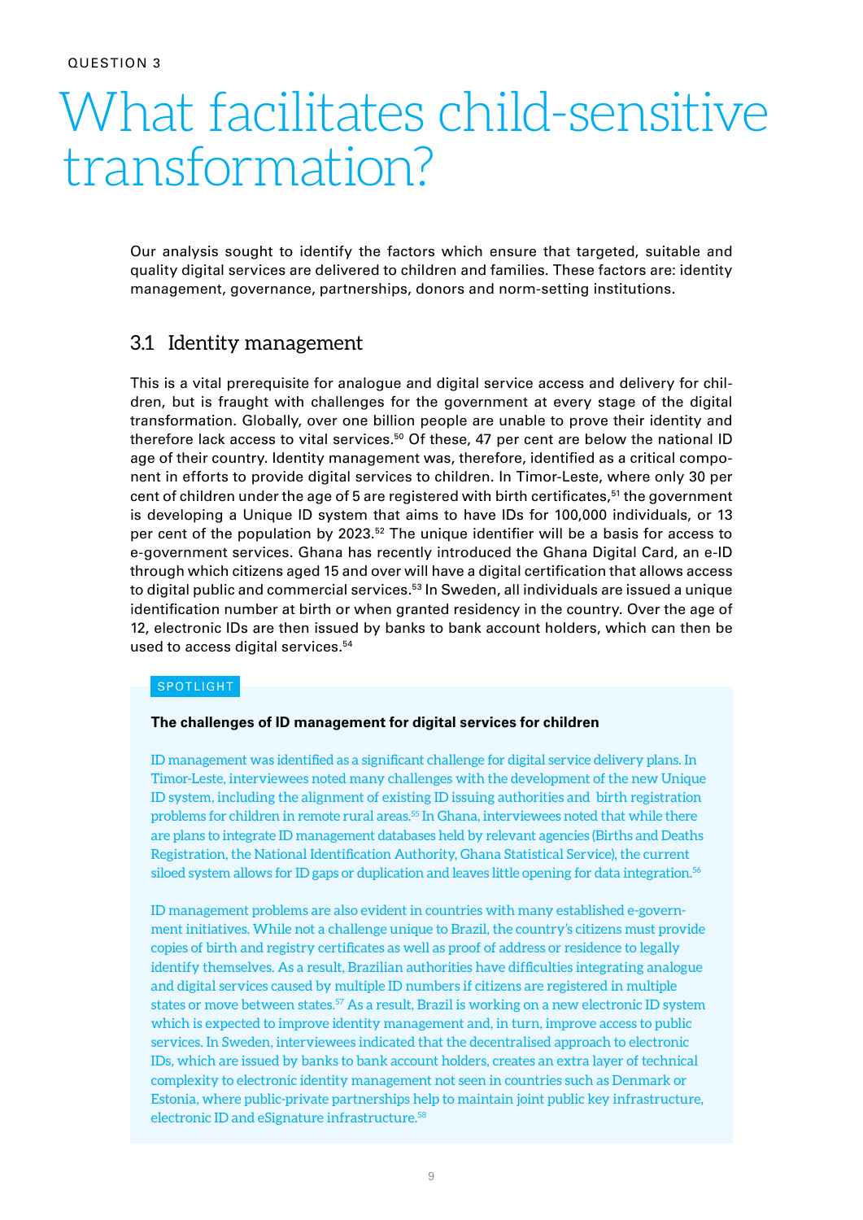QUESTION 3

# What facilitates child-sensitive transformation?

Our analysis sought to identify the factors which ensure that targeted, suitable and quality digital services are delivered to children and families. These factors are: identity management, governance, partnerships, donors and norm-setting institutions.

## 3.1 Identity management

This is a vital prerequisite for analogue and digital service access and delivery for children, but is fraught with challenges for the government at every stage of the digital transformation. Globally, over one billion people are unable to prove their identity and therefore lack access to vital services.[50] Of these, 47 per cent are below the national ID age of their country. Identity management was, therefore, identified as a critical component in efforts to provide digital services to children. In Timor-Leste, where only 30 per cent of children under the age of 5 are registered with birth certificates,[51] the government is developing a Unique ID system that aims to have IDs for 100,000 individuals, or 13 per cent of the population by 2023.[52] The unique identifier will be a basis for access to e-government services. Ghana has recently introduced the Ghana Digital Card, an e-ID through which citizens aged 15 and over will have a digital certification that allows access to digital public and commercial services.[53] In Sweden, all individuals are issued a unique identification number at birth or when granted residency in the country. Over the age of 12, electronic IDs are then issued by banks to bank account holders, which can then be used to access digital services.[54]

SPOTLIGHT

**The challenges of ID management for digital services for children**

ID management was identified as a significant challenge for digital service delivery plans. In Timor-Leste, interviewees noted many challenges with the development of the new Unique ID system, including the alignment of existing ID issuing authorities and birth registration problems for children in remote rural areas.[55] In Ghana, interviewees noted that while there are plans to integrate ID management databases held by relevant agencies (Births and Deaths Registration, the National Identification Authority, Ghana Statistical Service), the current siloed system allows for ID gaps or duplication and leaves little opening for data integration.[56]

ID management problems are also evident in countries with many established e-government initiatives. While not a challenge unique to Brazil, the country's citizens must provide copies of birth and registry certificates as well as proof of address or residence to legally identify themselves. As a result, Brazilian authorities have difficulties integrating analogue and digital services caused by multiple ID numbers if citizens are registered in multiple states or move between states.[57] As a result, Brazil is working on a new electronic ID system which is expected to improve identity management and, in turn, improve access to public services. In Sweden, interviewees indicated that the decentralised approach to electronic IDs, which are issued by banks to bank account holders, creates an extra layer of technical complexity to electronic identity management not seen in countries such as Denmark or Estonia, where public-private partnerships help to maintain joint public key infrastructure, electronic ID and eSignature infrastructure.[58]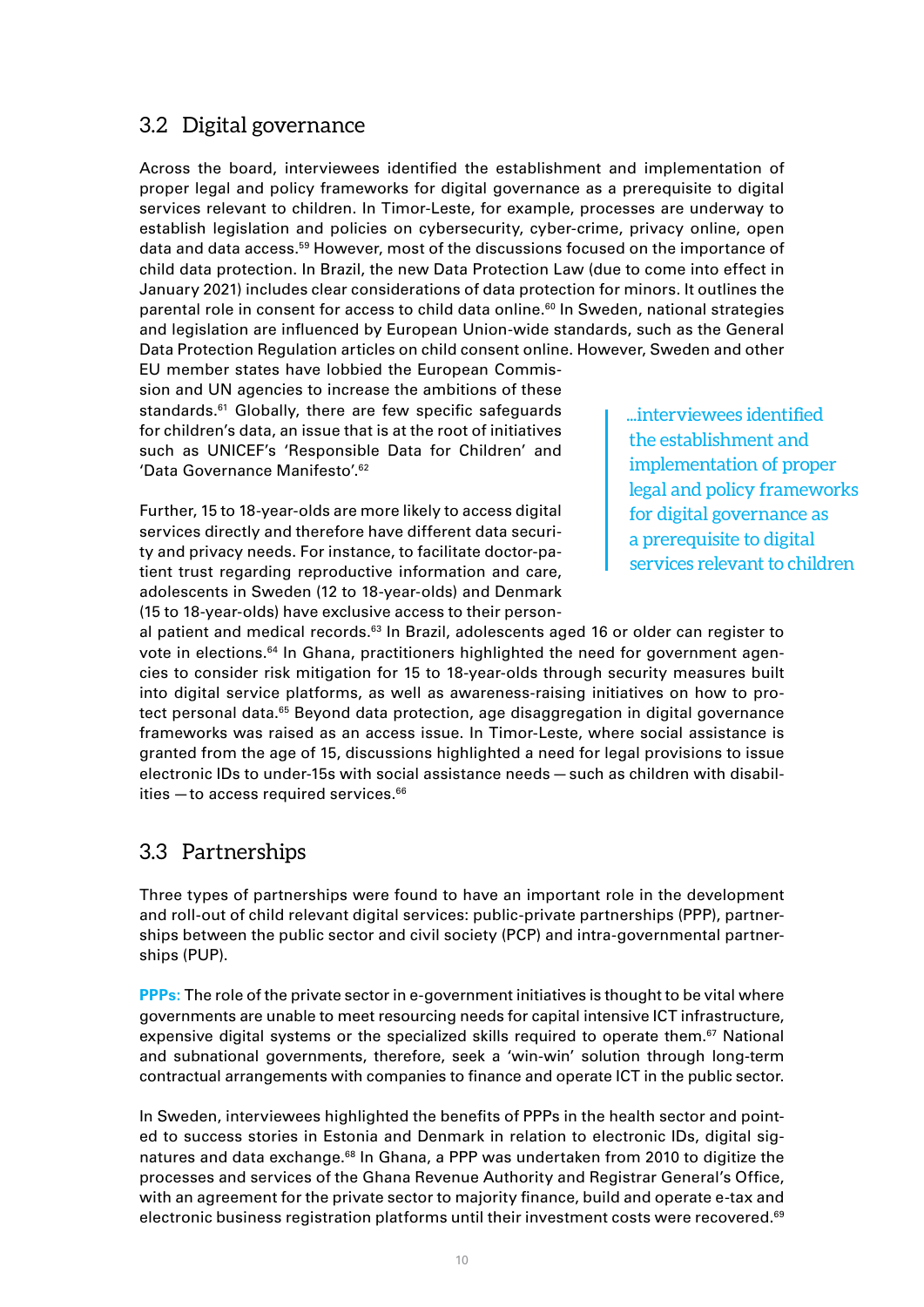## 3.2 Digital governance

Across the board, interviewees identified the establishment and implementation of proper legal and policy frameworks for digital governance as a prerequisite to digital services relevant to children. In Timor-Leste, for example, processes are underway to establish legislation and policies on cybersecurity, cyber-crime, privacy online, open data and data access.[59] However, most of the discussions focused on the importance of child data protection. In Brazil, the new Data Protection Law (due to come into effect in January 2021) includes clear considerations of data protection for minors. It outlines the parental role in consent for access to child data online.[60] In Sweden, national strategies and legislation are influenced by European Union-wide standards, such as the General Data Protection Regulation articles on child consent online. However, Sweden and other EU member states have lobbied the European Commission and UN agencies to increase the ambitions of these standards.[61] Globally, there are few specific safeguards for children's data, an issue that is at the root of initiatives such as UNICEF's 'Responsible Data for Children' and 'Data Governance Manifesto'.[62]

> ...interviewees identified the establishment and implementation of proper legal and policy frameworks for digital governance as a prerequisite to digital services relevant to children

Further, 15 to 18-year-olds are more likely to access digital services directly and therefore have different data security and privacy needs. For instance, to facilitate doctor-patient trust regarding reproductive information and care, adolescents in Sweden (12 to 18-year-olds) and Denmark (15 to 18-year-olds) have exclusive access to their personal patient and medical records.[63] In Brazil, adolescents aged 16 or older can register to vote in elections.[64] In Ghana, practitioners highlighted the need for government agencies to consider risk mitigation for 15 to 18-year-olds through security measures built into digital service platforms, as well as awareness-raising initiatives on how to protect personal data.[65] Beyond data protection, age disaggregation in digital governance frameworks was raised as an access issue. In Timor-Leste, where social assistance is granted from the age of 15, discussions highlighted a need for legal provisions to issue electronic IDs to under-15s with social assistance needs — such as children with disabilities — to access required services.[66]

## 3.3 Partnerships

Three types of partnerships were found to have an important role in the development and roll-out of child relevant digital services: public-private partnerships (PPP), partnerships between the public sector and civil society (PCP) and intra-governmental partnerships (PUP).

**PPPs:** The role of the private sector in e-government initiatives is thought to be vital where governments are unable to meet resourcing needs for capital intensive ICT infrastructure, expensive digital systems or the specialized skills required to operate them.[67] National and subnational governments, therefore, seek a 'win-win' solution through long-term contractual arrangements with companies to finance and operate ICT in the public sector.

In Sweden, interviewees highlighted the benefits of PPPs in the health sector and pointed to success stories in Estonia and Denmark in relation to electronic IDs, digital signatures and data exchange.[68] In Ghana, a PPP was undertaken from 2010 to digitize the processes and services of the Ghana Revenue Authority and Registrar General's Office, with an agreement for the private sector to majority finance, build and operate e-tax and electronic business registration platforms until their investment costs were recovered.[69]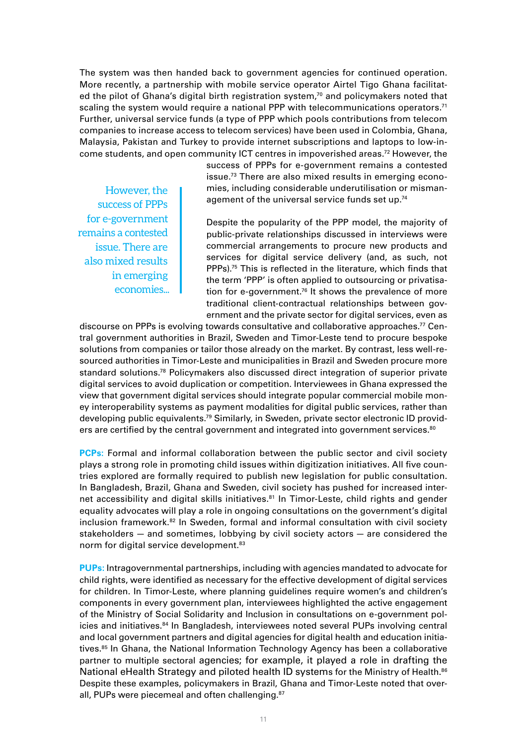The system was then handed back to government agencies for continued operation. More recently, a partnership with mobile service operator Airtel Tigo Ghana facilitated the pilot of Ghana's digital birth registration system,[70] and policymakers noted that scaling the system would require a national PPP with telecommunications operators.[71] Further, universal service funds (a type of PPP which pools contributions from telecom companies to increase access to telecom services) have been used in Colombia, Ghana, Malaysia, Pakistan and Turkey to provide internet subscriptions and laptops to low-income students, and open community ICT centres in impoverished areas.[72] However, the success of PPPs for e-government remains a contested issue.[73] There are also mixed results in emerging economies, including considerable underutilisation or mismanagement of the universal service funds set up.[74]

> However, the success of PPPs for e-government remains a contested issue. There are also mixed results in emerging economies...

Despite the popularity of the PPP model, the majority of public-private relationships discussed in interviews were commercial arrangements to procure new products and services for digital service delivery (and, as such, not PPPs).[75] This is reflected in the literature, which finds that the term 'PPP' is often applied to outsourcing or privatisation for e-government.[76] It shows the prevalence of more traditional client-contractual relationships between government and the private sector for digital services, even as discourse on PPPs is evolving towards consultative and collaborative approaches.[77] Central government authorities in Brazil, Sweden and Timor-Leste tend to procure bespoke solutions from companies or tailor those already on the market. By contrast, less well-resourced authorities in Timor-Leste and municipalities in Brazil and Sweden procure more standard solutions.[78] Policymakers also discussed direct integration of superior private digital services to avoid duplication or competition. Interviewees in Ghana expressed the view that government digital services should integrate popular commercial mobile money interoperability systems as payment modalities for digital public services, rather than developing public equivalents.[79] Similarly, in Sweden, private sector electronic ID providers are certified by the central government and integrated into government services.[80]

**PCPs:** Formal and informal collaboration between the public sector and civil society plays a strong role in promoting child issues within digitization initiatives. All five countries explored are formally required to publish new legislation for public consultation. In Bangladesh, Brazil, Ghana and Sweden, civil society has pushed for increased internet accessibility and digital skills initiatives.[81] In Timor-Leste, child rights and gender equality advocates will play a role in ongoing consultations on the government's digital inclusion framework.[82] In Sweden, formal and informal consultation with civil society stakeholders — and sometimes, lobbying by civil society actors — are considered the norm for digital service development.[83]

**PUPs:** Intragovernmental partnerships, including with agencies mandated to advocate for child rights, were identified as necessary for the effective development of digital services for children. In Timor-Leste, where planning guidelines require women's and children's components in every government plan, interviewees highlighted the active engagement of the Ministry of Social Solidarity and Inclusion in consultations on e-government policies and initiatives.[84] In Bangladesh, interviewees noted several PUPs involving central and local government partners and digital agencies for digital health and education initiatives.[85] In Ghana, the National Information Technology Agency has been a collaborative partner to multiple sectoral agencies; for example, it played a role in drafting the National eHealth Strategy and piloted health ID systems for the Ministry of Health.[86] Despite these examples, policymakers in Brazil, Ghana and Timor-Leste noted that overall, PUPs were piecemeal and often challenging.[87]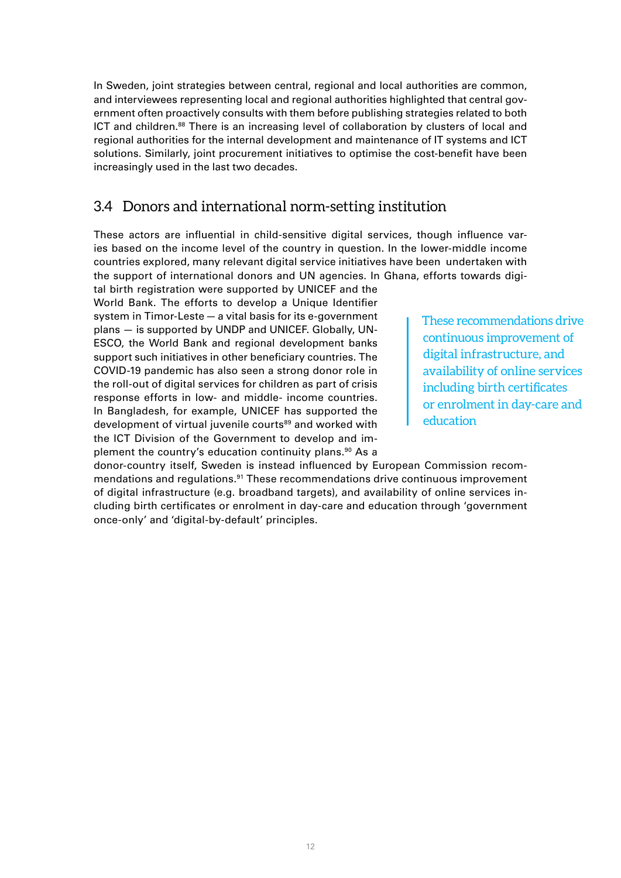In Sweden, joint strategies between central, regional and local authorities are common, and interviewees representing local and regional authorities highlighted that central government often proactively consults with them before publishing strategies related to both ICT and children.[88] There is an increasing level of collaboration by clusters of local and regional authorities for the internal development and maintenance of IT systems and ICT solutions. Similarly, joint procurement initiatives to optimise the cost-benefit have been increasingly used in the last two decades.

## 3.4 Donors and international norm-setting institution

These actors are influential in child-sensitive digital services, though influence varies based on the income level of the country in question. In the lower-middle income countries explored, many relevant digital service initiatives have been undertaken with the support of international donors and UN agencies. In Ghana, efforts towards digital birth registration were supported by UNICEF and the World Bank. The efforts to develop a Unique Identifier system in Timor-Leste — a vital basis for its e-government plans — is supported by UNDP and UNICEF. Globally, UNESCO, the World Bank and regional development banks support such initiatives in other beneficiary countries. The COVID-19 pandemic has also seen a strong donor role in the roll-out of digital services for children as part of crisis response efforts in low- and middle- income countries. In Bangladesh, for example, UNICEF has supported the development of virtual juvenile courts[89] and worked with the ICT Division of the Government to develop and implement the country's education continuity plans.[90] As a donor-country itself, Sweden is instead influenced by European Commission recommendations and regulations.[91] These recommendations drive continuous improvement of digital infrastructure (e.g. broadband targets), and availability of online services including birth certificates or enrolment in day-care and education through 'government once-only' and 'digital-by-default' principles.

> These recommendations drive continuous improvement of digital infrastructure, and availability of online services including birth certificates or enrolment in day-care and education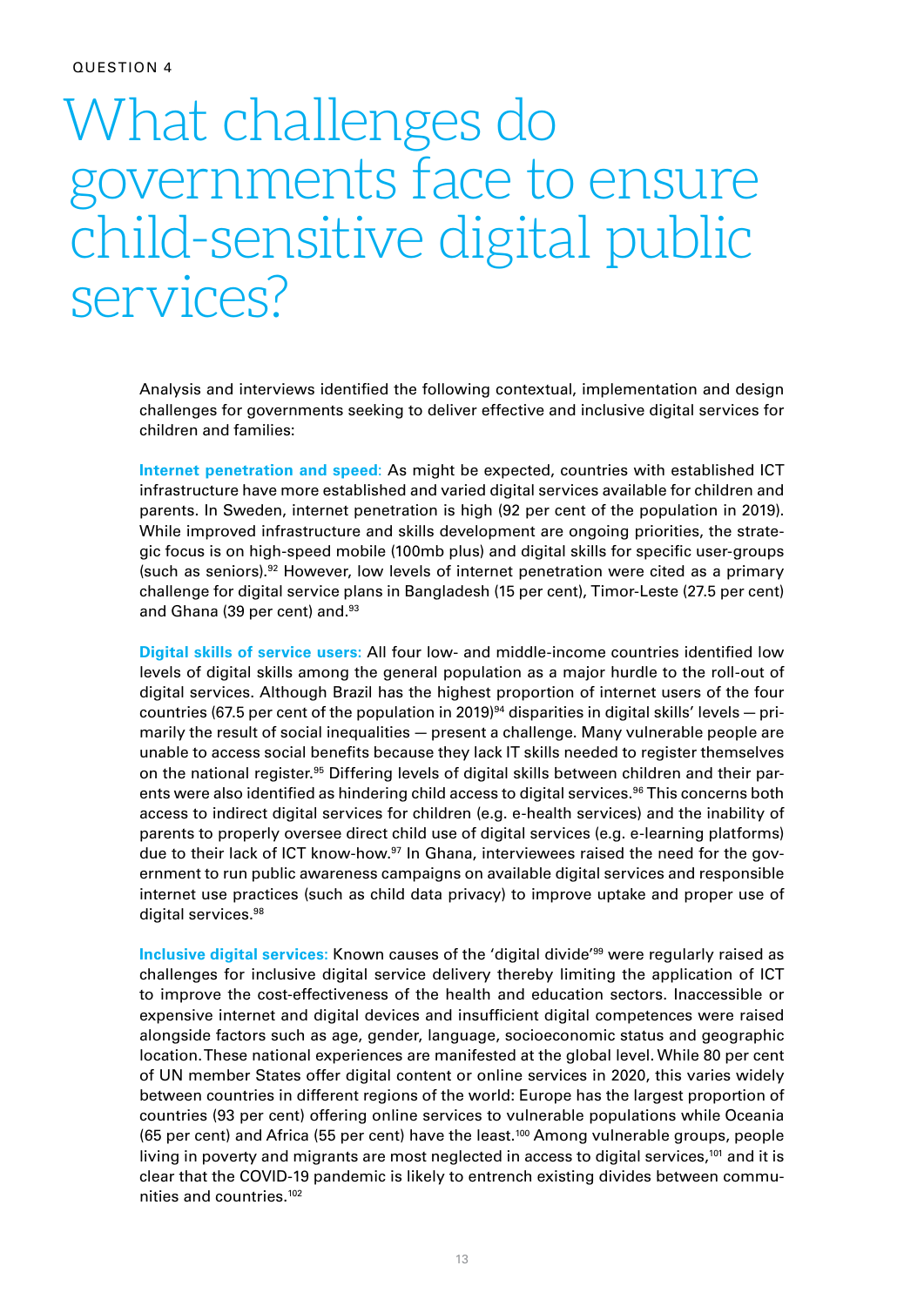QUESTION 4

# What challenges do governments face to ensure child-sensitive digital public services?

Analysis and interviews identified the following contextual, implementation and design challenges for governments seeking to deliver effective and inclusive digital services for children and families:

**Internet penetration and speed:** As might be expected, countries with established ICT infrastructure have more established and varied digital services available for children and parents. In Sweden, internet penetration is high (92 per cent of the population in 2019). While improved infrastructure and skills development are ongoing priorities, the strategic focus is on high-speed mobile (100mb plus) and digital skills for specific user-groups (such as seniors).[92] However, low levels of internet penetration were cited as a primary challenge for digital service plans in Bangladesh (15 per cent), Timor-Leste (27.5 per cent) and Ghana (39 per cent) and.[93]

**Digital skills of service users:** All four low- and middle-income countries identified low levels of digital skills among the general population as a major hurdle to the roll-out of digital services. Although Brazil has the highest proportion of internet users of the four countries (67.5 per cent of the population in 2019)[94] disparities in digital skills' levels — primarily the result of social inequalities — present a challenge. Many vulnerable people are unable to access social benefits because they lack IT skills needed to register themselves on the national register.[95] Differing levels of digital skills between children and their parents were also identified as hindering child access to digital services.[96] This concerns both access to indirect digital services for children (e.g. e-health services) and the inability of parents to properly oversee direct child use of digital services (e.g. e-learning platforms) due to their lack of ICT know-how.[97] In Ghana, interviewees raised the need for the government to run public awareness campaigns on available digital services and responsible internet use practices (such as child data privacy) to improve uptake and proper use of digital services.[98]

**Inclusive digital services:** Known causes of the 'digital divide'[99] were regularly raised as challenges for inclusive digital service delivery thereby limiting the application of ICT to improve the cost-effectiveness of the health and education sectors. Inaccessible or expensive internet and digital devices and insufficient digital competences were raised alongside factors such as age, gender, language, socioeconomic status and geographic location. These national experiences are manifested at the global level. While 80 per cent of UN member States offer digital content or online services in 2020, this varies widely between countries in different regions of the world: Europe has the largest proportion of countries (93 per cent) offering online services to vulnerable populations while Oceania (65 per cent) and Africa (55 per cent) have the least.[100] Among vulnerable groups, people living in poverty and migrants are most neglected in access to digital services,[101] and it is clear that the COVID-19 pandemic is likely to entrench existing divides between communities and countries.[102]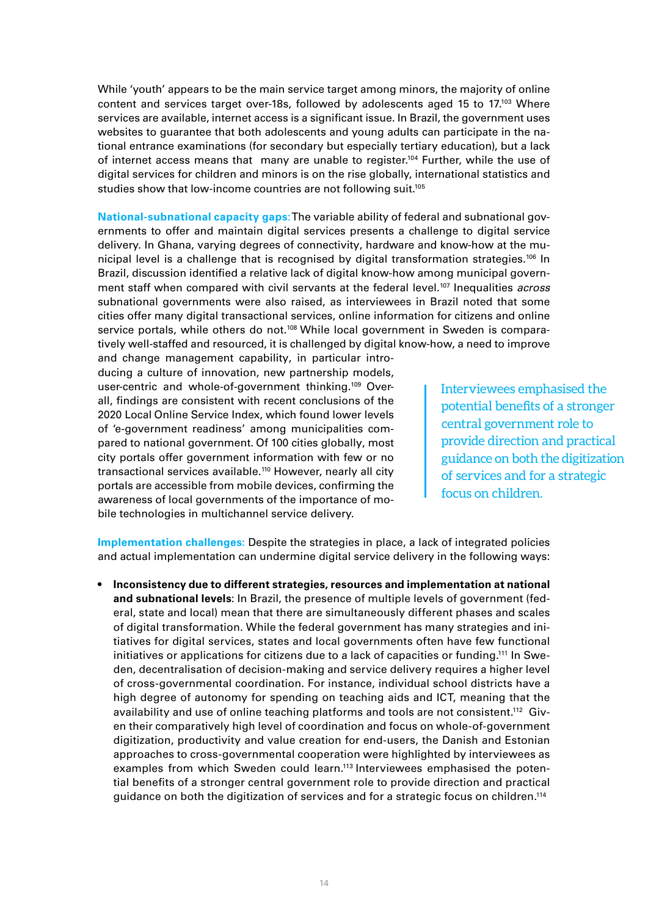While 'youth' appears to be the main service target among minors, the majority of online content and services target over-18s, followed by adolescents aged 15 to 17.[103] Where services are available, internet access is a significant issue. In Brazil, the government uses websites to guarantee that both adolescents and young adults can participate in the national entrance examinations (for secondary but especially tertiary education), but a lack of internet access means that many are unable to register.[104] Further, while the use of digital services for children and minors is on the rise globally, international statistics and studies show that low-income countries are not following suit.[105]

**National-subnational capacity gaps:** The variable ability of federal and subnational governments to offer and maintain digital services presents a challenge to digital service delivery. In Ghana, varying degrees of connectivity, hardware and know-how at the municipal level is a challenge that is recognised by digital transformation strategies.[106] In Brazil, discussion identified a relative lack of digital know-how among municipal government staff when compared with civil servants at the federal level.[107] Inequalities *across* subnational governments were also raised, as interviewees in Brazil noted that some cities offer many digital transactional services, online information for citizens and online service portals, while others do not.[108] While local government in Sweden is comparatively well-staffed and resourced, it is challenged by digital know-how, a need to improve and change management capability, in particular introducing a culture of innovation, new partnership models, user-centric and whole-of-government thinking.[109] Overall, findings are consistent with recent conclusions of the 2020 Local Online Service Index, which found lower levels of 'e-government readiness' among municipalities compared to national government. Of 100 cities globally, most city portals offer government information with few or no transactional services available.[110] However, nearly all city portals are accessible from mobile devices, confirming the awareness of local governments of the importance of mobile technologies in multichannel service delivery.

> Interviewees emphasised the potential benefits of a stronger central government role to provide direction and practical guidance on both the digitization of services and for a strategic focus on children.

**Implementation challenges:** Despite the strategies in place, a lack of integrated policies and actual implementation can undermine digital service delivery in the following ways:

- **Inconsistency due to different strategies, resources and implementation at national and subnational levels**: In Brazil, the presence of multiple levels of government (federal, state and local) mean that there are simultaneously different phases and scales of digital transformation. While the federal government has many strategies and initiatives for digital services, states and local governments often have few functional initiatives or applications for citizens due to a lack of capacities or funding.[111] In Sweden, decentralisation of decision-making and service delivery requires a higher level of cross-governmental coordination. For instance, individual school districts have a high degree of autonomy for spending on teaching aids and ICT, meaning that the availability and use of online teaching platforms and tools are not consistent.[112] Given their comparatively high level of coordination and focus on whole-of-government digitization, productivity and value creation for end-users, the Danish and Estonian approaches to cross-governmental cooperation were highlighted by interviewees as examples from which Sweden could learn.[113] Interviewees emphasised the potential benefits of a stronger central government role to provide direction and practical guidance on both the digitization of services and for a strategic focus on children.[114]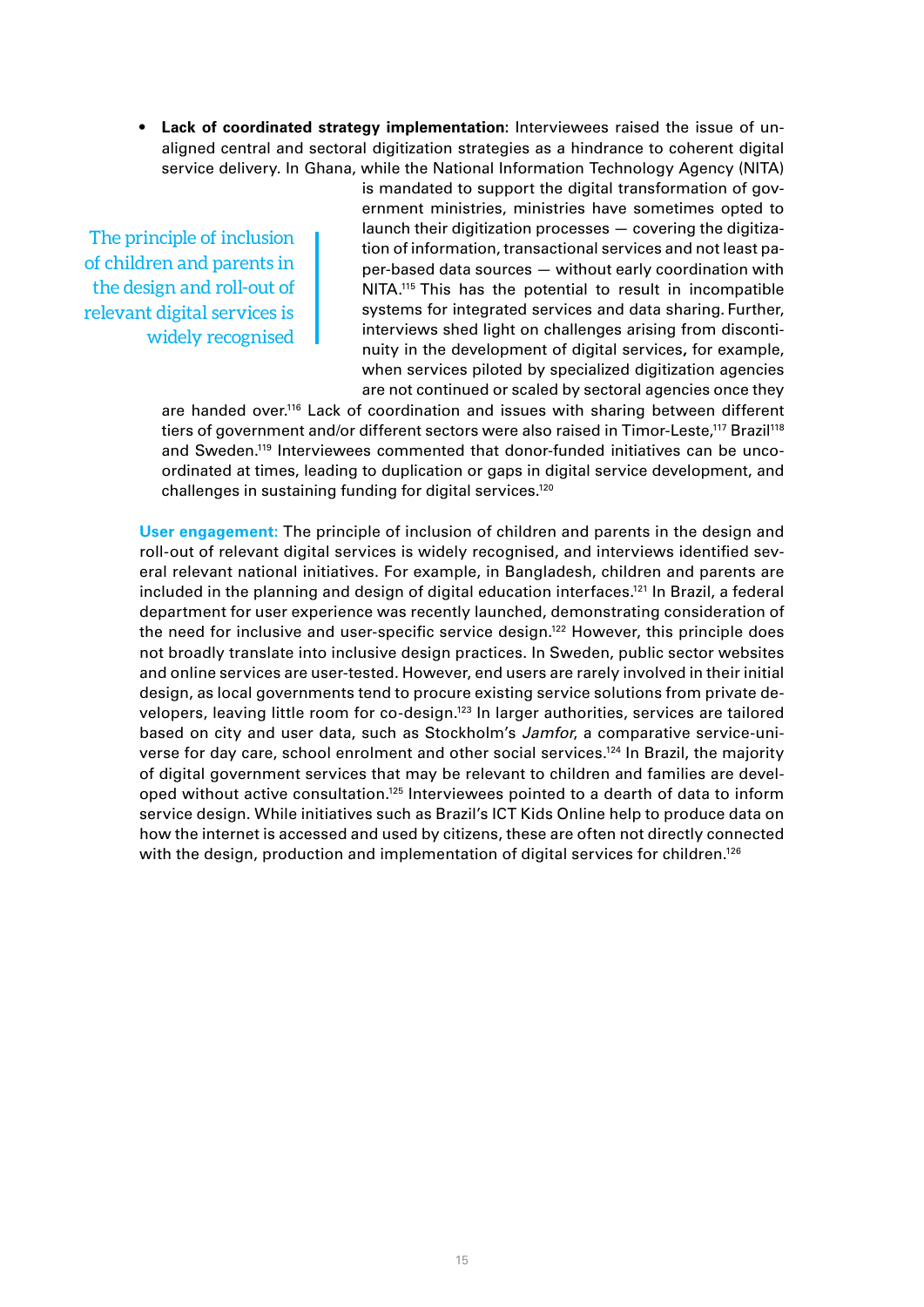- **Lack of coordinated strategy implementation**: Interviewees raised the issue of unaligned central and sectoral digitization strategies as a hindrance to coherent digital service delivery. In Ghana, while the National Information Technology Agency (NITA) is mandated to support the digital transformation of government ministries, ministries have sometimes opted to launch their digitization processes — covering the digitization of information, transactional services and not least paper-based data sources — without early coordination with NITA.[115] This has the potential to result in incompatible systems for integrated services and data sharing. Further, interviews shed light on challenges arising from discontinuity in the development of digital services, for example, when services piloted by specialized digitization agencies are not continued or scaled by sectoral agencies once they are handed over.[116] Lack of coordination and issues with sharing between different tiers of government and/or different sectors were also raised in Timor-Leste,[117] Brazil[118] and Sweden.[119] Interviewees commented that donor-funded initiatives can be uncoordinated at times, leading to duplication or gaps in digital service development, and challenges in sustaining funding for digital services.[120]

> The principle of inclusion of children and parents in the design and roll-out of relevant digital services is widely recognised

**User engagement:** The principle of inclusion of children and parents in the design and roll-out of relevant digital services is widely recognised, and interviews identified several relevant national initiatives. For example, in Bangladesh, children and parents are included in the planning and design of digital education interfaces.[121] In Brazil, a federal department for user experience was recently launched, demonstrating consideration of the need for inclusive and user-specific service design.[122] However, this principle does not broadly translate into inclusive design practices. In Sweden, public sector websites and online services are user-tested. However, end users are rarely involved in their initial design, as local governments tend to procure existing service solutions from private developers, leaving little room for co-design.[123] In larger authorities, services are tailored based on city and user data, such as Stockholm's *Jamfor*, a comparative service-universe for day care, school enrolment and other social services.[124] In Brazil, the majority of digital government services that may be relevant to children and families are developed without active consultation.[125] Interviewees pointed to a dearth of data to inform service design. While initiatives such as Brazil's ICT Kids Online help to produce data on how the internet is accessed and used by citizens, these are often not directly connected with the design, production and implementation of digital services for children.[126]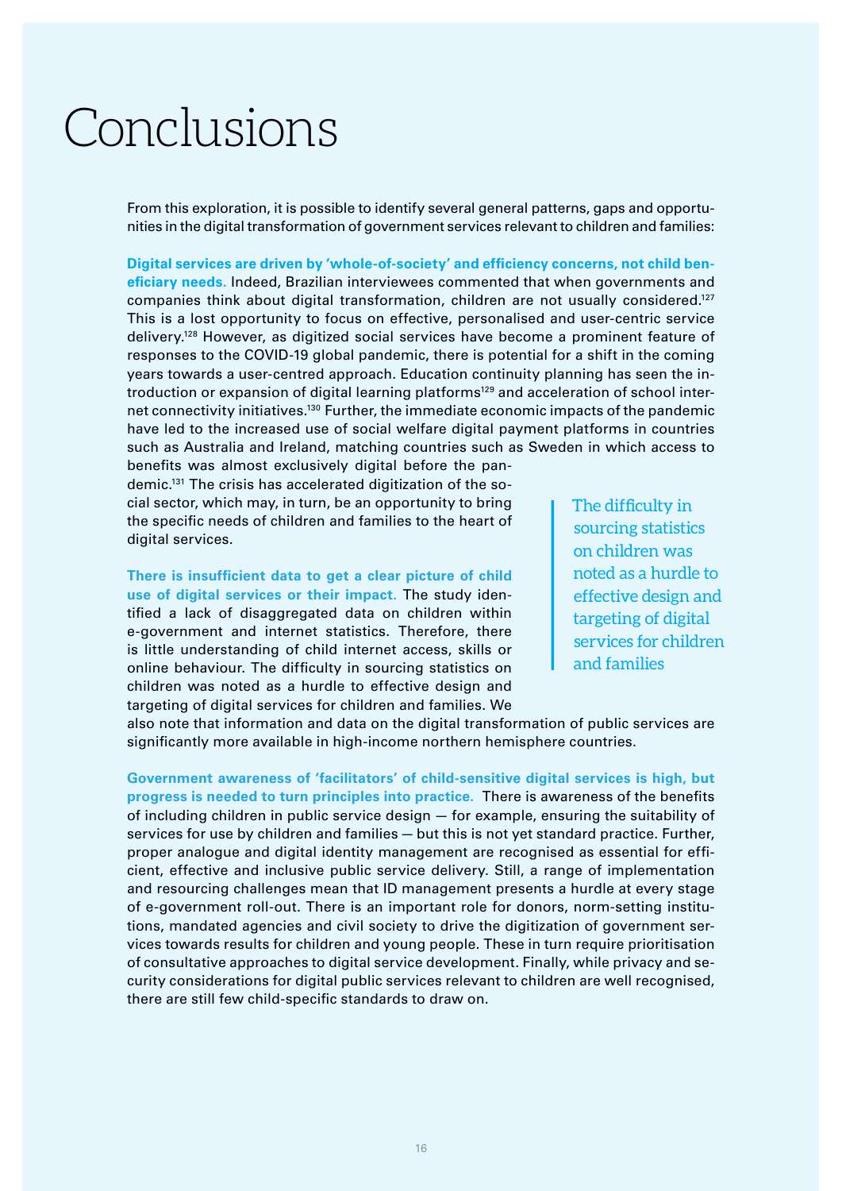# Conclusions

From this exploration, it is possible to identify several general patterns, gaps and opportunities in the digital transformation of government services relevant to children and families:

**Digital services are driven by 'whole-of-society' and efficiency concerns, not child beneficiary needs.** Indeed, Brazilian interviewees commented that when governments and companies think about digital transformation, children are not usually considered.[127] This is a lost opportunity to focus on effective, personalised and user-centric service delivery.[128] However, as digitized social services have become a prominent feature of responses to the COVID-19 global pandemic, there is potential for a shift in the coming years towards a user-centred approach. Education continuity planning has seen the introduction or expansion of digital learning platforms[129] and acceleration of school internet connectivity initiatives.[130] Further, the immediate economic impacts of the pandemic have led to the increased use of social welfare digital payment platforms in countries such as Australia and Ireland, matching countries such as Sweden in which access to benefits was almost exclusively digital before the pandemic.[131] The crisis has accelerated digitization of the social sector, which may, in turn, be an opportunity to bring the specific needs of children and families to the heart of digital services.

**There is insufficient data to get a clear picture of child use of digital services or their impact.** The study identified a lack of disaggregated data on children within e-government and internet statistics. Therefore, there is little understanding of child internet access, skills or online behaviour. The difficulty in sourcing statistics on children was noted as a hurdle to effective design and targeting of digital services for children and families. We also note that information and data on the digital transformation of public services are significantly more available in high-income northern hemisphere countries.

> The difficulty in sourcing statistics on children was noted as a hurdle to effective design and targeting of digital services for children and families

**Government awareness of 'facilitators' of child-sensitive digital services is high, but progress is needed to turn principles into practice.** There is awareness of the benefits of including children in public service design — for example, ensuring the suitability of services for use by children and families — but this is not yet standard practice. Further, proper analogue and digital identity management are recognised as essential for efficient, effective and inclusive public service delivery. Still, a range of implementation and resourcing challenges mean that ID management presents a hurdle at every stage of e-government roll-out. There is an important role for donors, norm-setting institutions, mandated agencies and civil society to drive the digitization of government services towards results for children and young people. These in turn require prioritisation of consultative approaches to digital service development. Finally, while privacy and security considerations for digital public services relevant to children are well recognised, there are still few child-specific standards to draw on.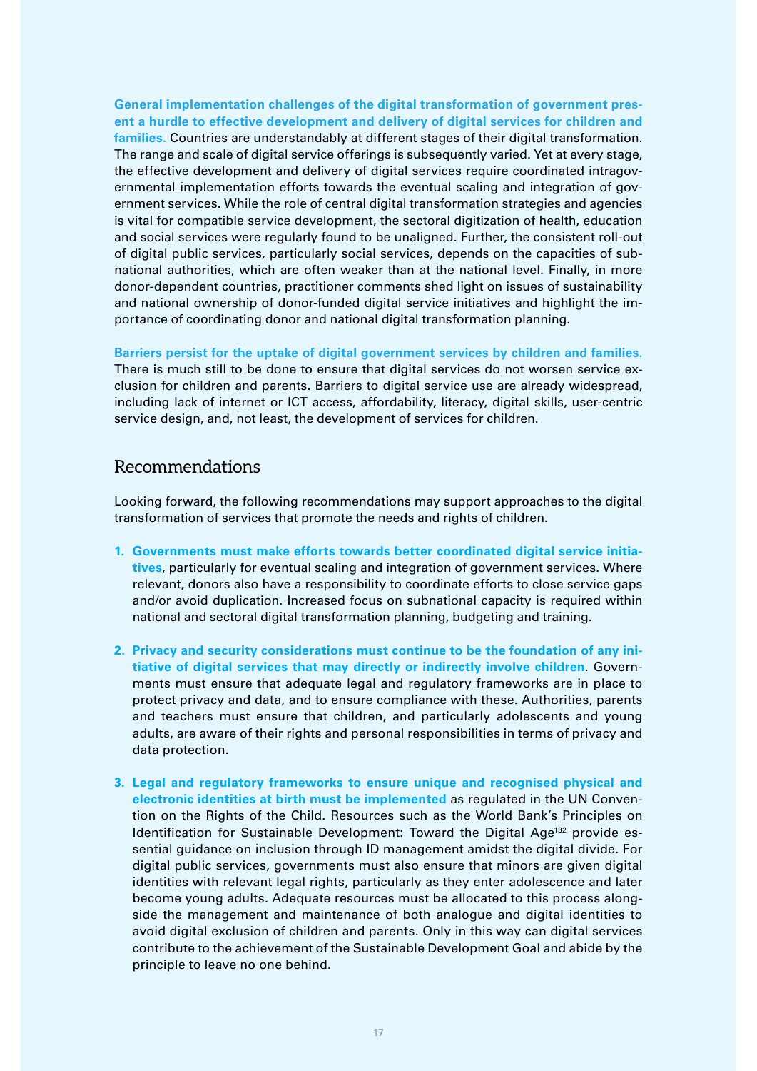**General implementation challenges of the digital transformation of government present a hurdle to effective development and delivery of digital services for children and families.** Countries are understandably at different stages of their digital transformation. The range and scale of digital service offerings is subsequently varied. Yet at every stage, the effective development and delivery of digital services require coordinated intragovernmental implementation efforts towards the eventual scaling and integration of government services. While the role of central digital transformation strategies and agencies is vital for compatible service development, the sectoral digitization of health, education and social services were regularly found to be unaligned. Further, the consistent roll-out of digital public services, particularly social services, depends on the capacities of subnational authorities, which are often weaker than at the national level. Finally, in more donor-dependent countries, practitioner comments shed light on issues of sustainability and national ownership of donor-funded digital service initiatives and highlight the importance of coordinating donor and national digital transformation planning.

**Barriers persist for the uptake of digital government services by children and families.** There is much still to be done to ensure that digital services do not worsen service exclusion for children and parents. Barriers to digital service use are already widespread, including lack of internet or ICT access, affordability, literacy, digital skills, user-centric service design, and, not least, the development of services for children.

## Recommendations

Looking forward, the following recommendations may support approaches to the digital transformation of services that promote the needs and rights of children.

1. **Governments must make efforts towards better coordinated digital service initiatives**, particularly for eventual scaling and integration of government services. Where relevant, donors also have a responsibility to coordinate efforts to close service gaps and/or avoid duplication. Increased focus on subnational capacity is required within national and sectoral digital transformation planning, budgeting and training.

2. **Privacy and security considerations must continue to be the foundation of any initiative of digital services that may directly or indirectly involve children**. Governments must ensure that adequate legal and regulatory frameworks are in place to protect privacy and data, and to ensure compliance with these. Authorities, parents and teachers must ensure that children, and particularly adolescents and young adults, are aware of their rights and personal responsibilities in terms of privacy and data protection.

3. **Legal and regulatory frameworks to ensure unique and recognised physical and electronic identities at birth must be implemented** as regulated in the UN Convention on the Rights of the Child. Resources such as the World Bank's Principles on Identification for Sustainable Development: Toward the Digital Age[132] provide essential guidance on inclusion through ID management amidst the digital divide. For digital public services, governments must also ensure that minors are given digital identities with relevant legal rights, particularly as they enter adolescence and later become young adults. Adequate resources must be allocated to this process alongside the management and maintenance of both analogue and digital identities to avoid digital exclusion of children and parents. Only in this way can digital services contribute to the achievement of the Sustainable Development Goal and abide by the principle to leave no one behind.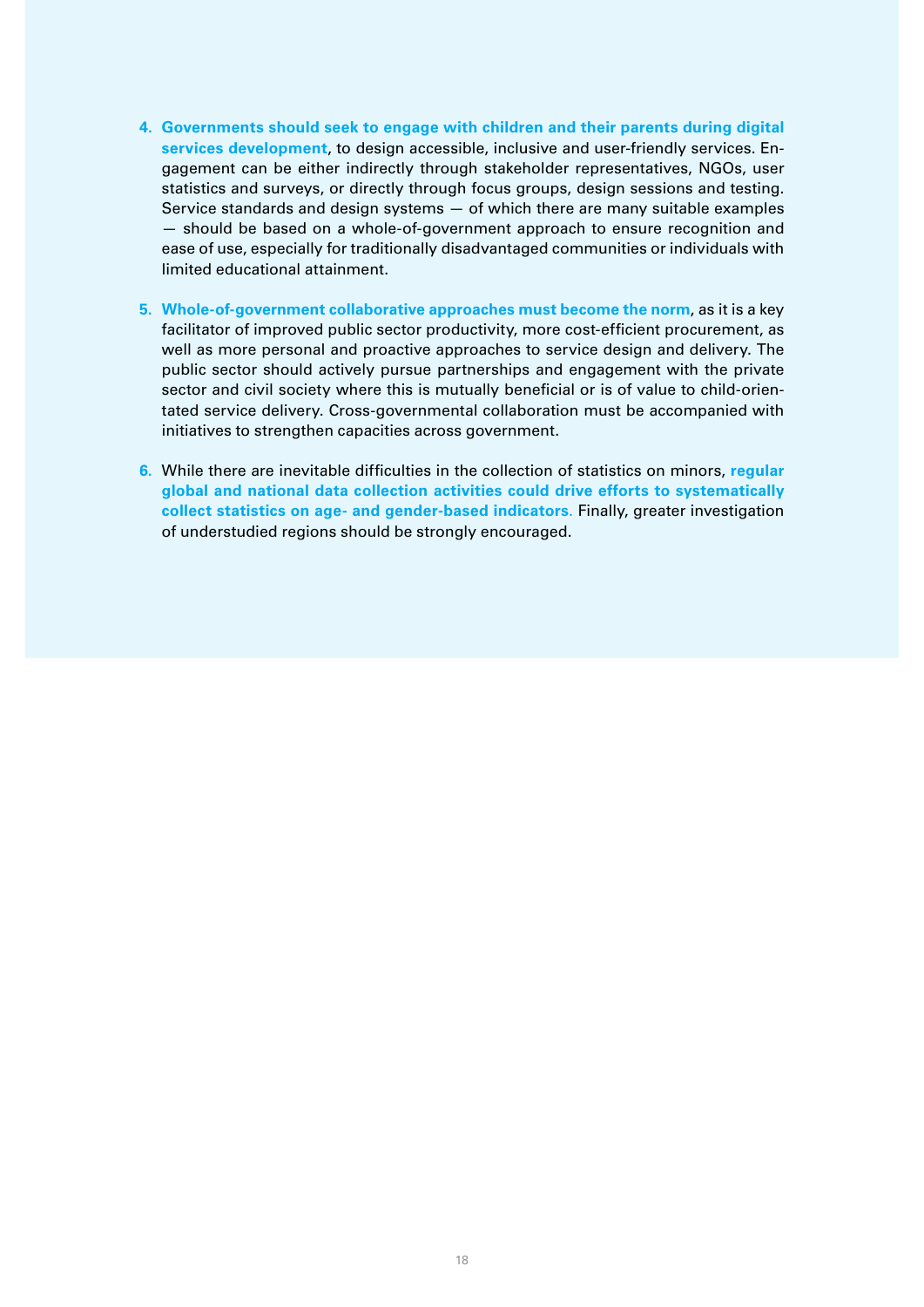4. **Governments should seek to engage with children and their parents during digital services development**, to design accessible, inclusive and user-friendly services. Engagement can be either indirectly through stakeholder representatives, NGOs, user statistics and surveys, or directly through focus groups, design sessions and testing. Service standards and design systems — of which there are many suitable examples — should be based on a whole-of-government approach to ensure recognition and ease of use, especially for traditionally disadvantaged communities or individuals with limited educational attainment.

5. **Whole-of-government collaborative approaches must become the norm**, as it is a key facilitator of improved public sector productivity, more cost-efficient procurement, as well as more personal and proactive approaches to service design and delivery. The public sector should actively pursue partnerships and engagement with the private sector and civil society where this is mutually beneficial or is of value to child-orientated service delivery. Cross-governmental collaboration must be accompanied with initiatives to strengthen capacities across government.

6. While there are inevitable difficulties in the collection of statistics on minors, **regular global and national data collection activities could drive efforts to systematically collect statistics on age- and gender-based indicators.** Finally, greater investigation of understudied regions should be strongly encouraged.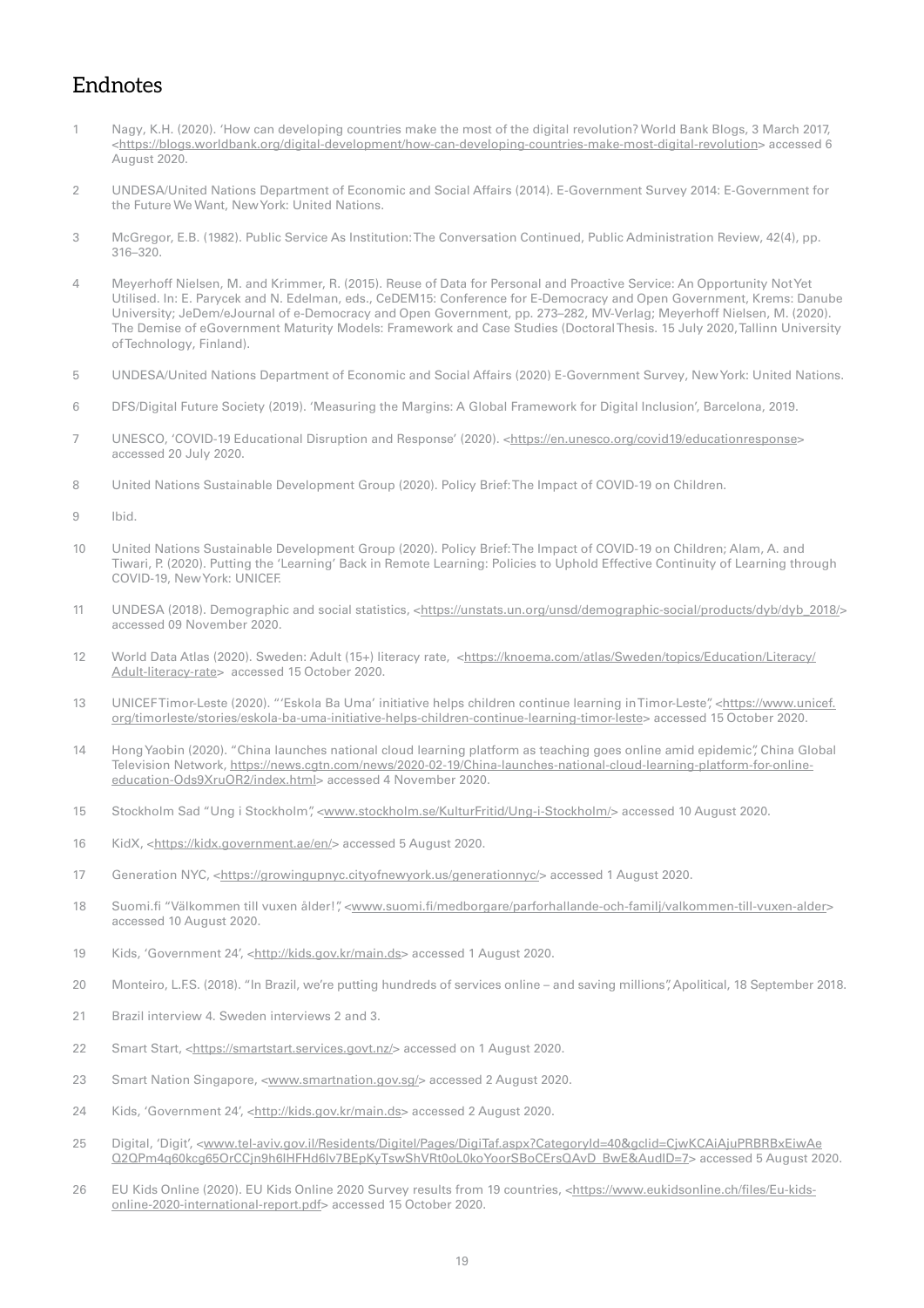# Endnotes

1. Nagy, K.H. (2020). 'How can developing countries make the most of the digital revolution? World Bank Blogs, 3 March 2017, <https://blogs.worldbank.org/digital-development/how-can-developing-countries-make-most-digital-revolution> accessed 6 August 2020.

2. UNDESA/United Nations Department of Economic and Social Affairs (2014). E-Government Survey 2014: E-Government for the Future We Want, New York: United Nations.

3. McGregor, E.B. (1982). Public Service As Institution: The Conversation Continued, Public Administration Review, 42(4), pp. 316–320.

4. Meyerhoff Nielsen, M. and Krimmer, R. (2015). Reuse of Data for Personal and Proactive Service: An Opportunity Not Yet Utilised. In: E. Parycek and N. Edelman, eds., CeDEM15: Conference for E-Democracy and Open Government, Krems: Danube University; JeDem/eJournal of e-Democracy and Open Government, pp. 273–282, MV-Verlag; Meyerhoff Nielsen, M. (2020). The Demise of eGovernment Maturity Models: Framework and Case Studies (Doctoral Thesis. 15 July 2020, Tallinn University of Technology, Finland).

5. UNDESA/United Nations Department of Economic and Social Affairs (2020) E-Government Survey, New York: United Nations.

6. DFS/Digital Future Society (2019). 'Measuring the Margins: A Global Framework for Digital Inclusion', Barcelona, 2019.

7. UNESCO, 'COVID-19 Educational Disruption and Response' (2020). <https://en.unesco.org/covid19/educationresponse> accessed 20 July 2020.

8. United Nations Sustainable Development Group (2020). Policy Brief: The Impact of COVID-19 on Children.

9. Ibid.

10. United Nations Sustainable Development Group (2020). Policy Brief: The Impact of COVID-19 on Children; Alam, A. and Tiwari, P. (2020). Putting the 'Learning' Back in Remote Learning: Policies to Uphold Effective Continuity of Learning through COVID-19, New York: UNICEF.

11. UNDESA (2018). Demographic and social statistics, <https://unstats.un.org/unsd/demographic-social/products/dyb/dyb_2018/> accessed 09 November 2020.

12. World Data Atlas (2020). Sweden: Adult (15+) literacy rate, <https://knoema.com/atlas/Sweden/topics/Education/Literacy/Adult-literacy-rate> accessed 15 October 2020.

13. UNICEF Timor-Leste (2020). "'Eskola Ba Uma' initiative helps children continue learning in Timor-Leste", <https://www.unicef.org/timorleste/stories/eskola-ba-uma-initiative-helps-children-continue-learning-timor-leste> accessed 15 October 2020.

14. Hong Yaobin (2020). "China launches national cloud learning platform as teaching goes online amid epidemic", China Global Television Network, https://news.cgtn.com/news/2020-02-19/China-launches-national-cloud-learning-platform-for-online-education-Ods9XruOR2/index.html> accessed 4 November 2020.

15. Stockholm Sad "Ung i Stockholm", <www.stockholm.se/KulturFritid/Ung-i-Stockholm/> accessed 10 August 2020.

16. KidX, <https://kidx.government.ae/en/> accessed 5 August 2020.

17. Generation NYC, <https://growingupnyc.cityofnewyork.us/generationnyc/> accessed 1 August 2020.

18. Suomi.fi "Välkommen till vuxen ålder!", <www.suomi.fi/medborgare/parforhallande-och-familj/valkommen-till-vuxen-alder> accessed 10 August 2020.

19. Kids, 'Government 24', <http://kids.gov.kr/main.ds> accessed 1 August 2020.

20. Monteiro, L.F.S. (2018). "In Brazil, we're putting hundreds of services online – and saving millions", Apolitical, 18 September 2018.

21. Brazil interview 4. Sweden interviews 2 and 3.

22. Smart Start, <https://smartstart.services.govt.nz/> accessed on 1 August 2020.

23. Smart Nation Singapore, <www.smartnation.gov.sg/> accessed 2 August 2020.

24. Kids, 'Government 24', <http://kids.gov.kr/main.ds> accessed 2 August 2020.

25. Digital, 'Digit', <www.tel-aviv.gov.il/Residents/Digitel/Pages/DigiTaf.aspx?CategoryId=40&gclid=CjwKCAiAjuPRBRBxEiwAeQ2QPm4q60kcg65OrCCjn9h6lHFHd6lv7BEpKyTswShVRt0oL0koYoorSBoCErsQAvD_BwE&AudID=7> accessed 5 August 2020.

26. EU Kids Online (2020). EU Kids Online 2020 Survey results from 19 countries, <https://www.eukidsonline.ch/files/Eu-kids-online-2020-international-report.pdf> accessed 15 October 2020.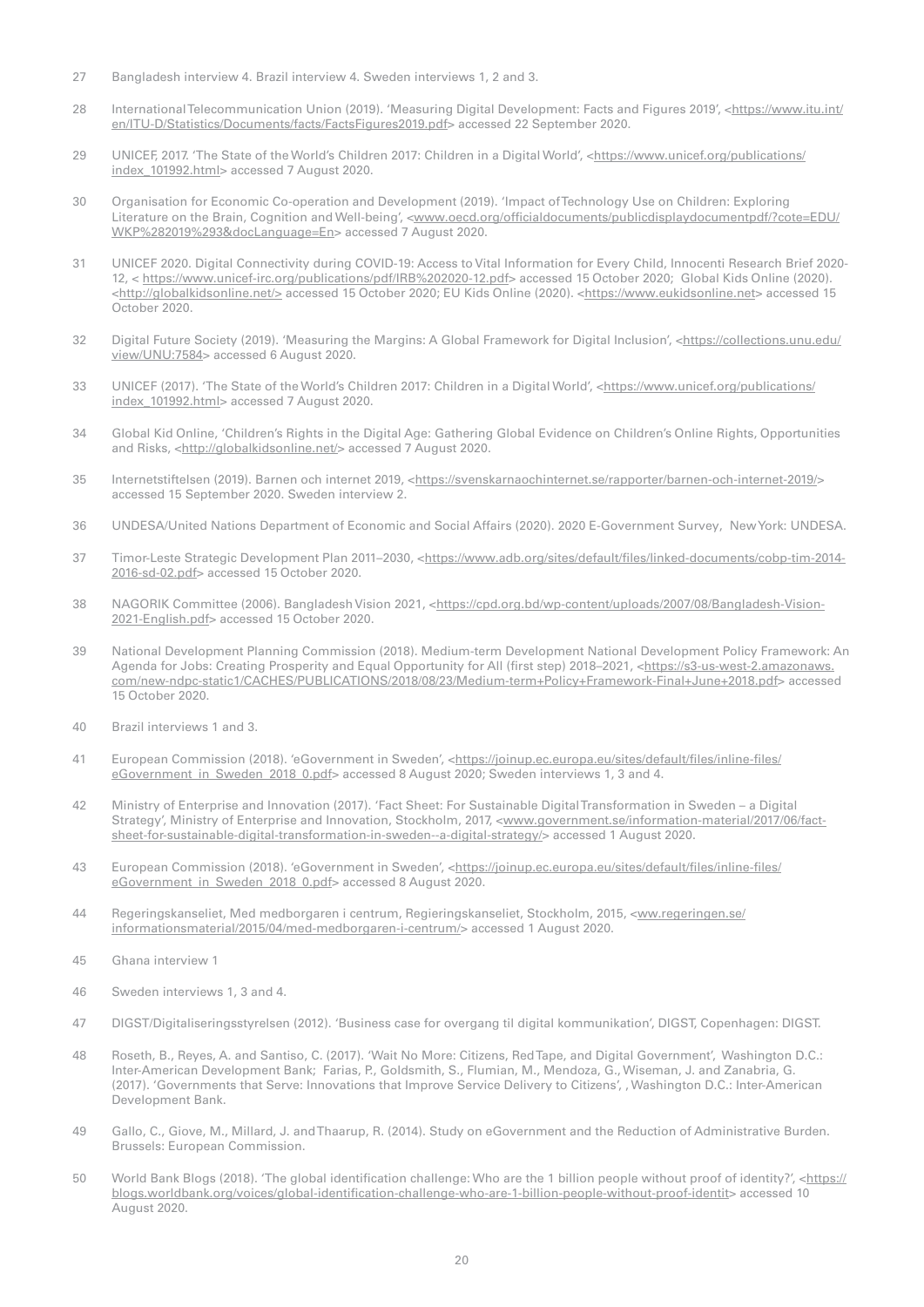27 Bangladesh interview 4. Brazil interview 4. Sweden interviews 1, 2 and 3.

28 International Telecommunication Union (2019). 'Measuring Digital Development: Facts and Figures 2019', <https://www.itu.int/en/ITU-D/Statistics/Documents/facts/FactsFigures2019.pdf> accessed 22 September 2020.

29 UNICEF, 2017. 'The State of the World's Children 2017: Children in a Digital World', <https://www.unicef.org/publications/index_101992.html> accessed 7 August 2020.

30 Organisation for Economic Co-operation and Development (2019). 'Impact of Technology Use on Children: Exploring Literature on the Brain, Cognition and Well-being', <www.oecd.org/officialdocuments/publicdisplaydocumentpdf/?cote=EDU/WKP%282019%293&docLanguage=En> accessed 7 August 2020.

31 UNICEF 2020. Digital Connectivity during COVID-19: Access to Vital Information for Every Child, Innocenti Research Brief 2020-12, < https://www.unicef-irc.org/publications/pdf/IRB%202020-12.pdf> accessed 15 October 2020; Global Kids Online (2020). <http://globalkidsonline.net/> accessed 15 October 2020; EU Kids Online (2020). <https://www.eukidsonline.net> accessed 15 October 2020.

32 Digital Future Society (2019). 'Measuring the Margins: A Global Framework for Digital Inclusion', <https://collections.unu.edu/view/UNU:7584> accessed 6 August 2020.

33 UNICEF (2017). 'The State of the World's Children 2017: Children in a Digital World', <https://www.unicef.org/publications/index_101992.html> accessed 7 August 2020.

34 Global Kid Online, 'Children's Rights in the Digital Age: Gathering Global Evidence on Children's Online Rights, Opportunities and Risks, <http://globalkidsonline.net/> accessed 7 August 2020.

35 Internetstiftelsen (2019). Barnen och internet 2019, <https://svenskarnaochinternet.se/rapporter/barnen-och-internet-2019/> accessed 15 September 2020. Sweden interview 2.

36 UNDESA/United Nations Department of Economic and Social Affairs (2020). 2020 E-Government Survey, New York: UNDESA.

37 Timor-Leste Strategic Development Plan 2011–2030, <https://www.adb.org/sites/default/files/linked-documents/cobp-tim-2014-2016-sd-02.pdf> accessed 15 October 2020.

38 NAGORIK Committee (2006). Bangladesh Vision 2021, <https://cpd.org.bd/wp-content/uploads/2007/08/Bangladesh-Vision-2021-English.pdf> accessed 15 October 2020.

39 National Development Planning Commission (2018). Medium-term Development National Development Policy Framework: An Agenda for Jobs: Creating Prosperity and Equal Opportunity for All (first step) 2018–2021, <https://s3-us-west-2.amazonaws.com/new-ndpc-static1/CACHES/PUBLICATIONS/2018/08/23/Medium-term+Policy+Framework-Final+June+2018.pdf> accessed 15 October 2020.

40 Brazil interviews 1 and 3.

41 European Commission (2018). 'eGovernment in Sweden', <https://joinup.ec.europa.eu/sites/default/files/inline-files/eGovernment_in_Sweden_2018_0.pdf> accessed 8 August 2020; Sweden interviews 1, 3 and 4.

42 Ministry of Enterprise and Innovation (2017). 'Fact Sheet: For Sustainable Digital Transformation in Sweden – a Digital Strategy', Ministry of Enterprise and Innovation, Stockholm, 2017, <www.government.se/information-material/2017/06/fact-sheet-for-sustainable-digital-transformation-in-sweden--a-digital-strategy/> accessed 1 August 2020.

43 European Commission (2018). 'eGovernment in Sweden', <https://joinup.ec.europa.eu/sites/default/files/inline-files/eGovernment_in_Sweden_2018_0.pdf> accessed 8 August 2020.

44 Regeringskanseliet, Med medborgaren i centrum, Regieringskanseliet, Stockholm, 2015, <ww.regeringen.se/informationsmaterial/2015/04/med-medborgaren-i-centrum/> accessed 1 August 2020.

45 Ghana interview 1

46 Sweden interviews 1, 3 and 4.

47 DIGST/Digitaliseringsstyrelsen (2012). 'Business case for overgang til digital kommunikation', DIGST, Copenhagen: DIGST.

48 Roseth, B., Reyes, A. and Santiso, C. (2017). 'Wait No More: Citizens, Red Tape, and Digital Government', Washington D.C.: Inter-American Development Bank; Farias, P., Goldsmith, S., Flumian, M., Mendoza, G., Wiseman, J. and Zanabria, G. (2017). 'Governments that Serve: Innovations that Improve Service Delivery to Citizens', , Washington D.C.: Inter-American Development Bank.

49 Gallo, C., Giove, M., Millard, J. and Thaarup, R. (2014). Study on eGovernment and the Reduction of Administrative Burden. Brussels: European Commission.

50 World Bank Blogs (2018). 'The global identification challenge: Who are the 1 billion people without proof of identity?', <https://blogs.worldbank.org/voices/global-identification-challenge-who-are-1-billion-people-without-proof-identit> accessed 10 August 2020.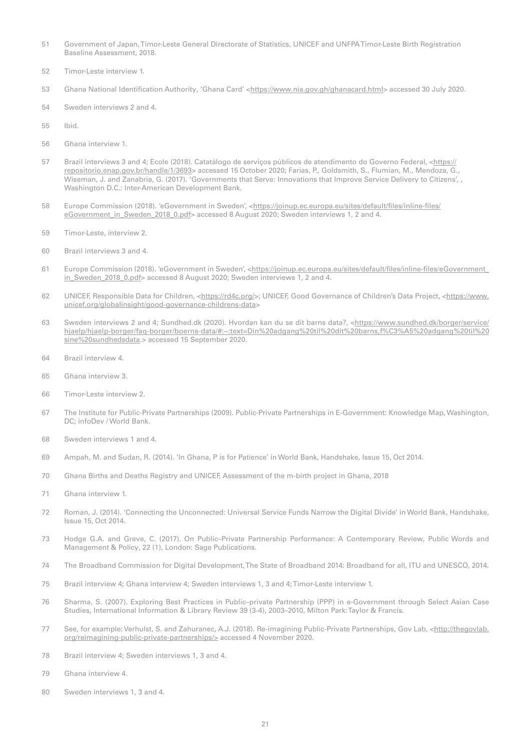51 Government of Japan, Timor-Leste General Directorate of Statistics, UNICEF and UNFPA Timor-Leste Birth Registration Baseline Assessment, 2018.

52 Timor-Leste interview 1.

53 Ghana National Identification Authority, 'Ghana Card' <https://www.nia.gov.gh/ghanacard.html> accessed 30 July 2020.

54 Sweden interviews 2 and 4.

55 Ibid.

56 Ghana interview 1.

57 Brazil interviews 3 and 4; Ecole (2018). Catatálogo de serviços públicos de atendimento do Governo Federal, <https://repositorio.enap.gov.br/handle/1/3693> accessed 15 October 2020; Farias, P., Goldsmith, S., Flumian, M., Mendoza, G., Wiseman, J. and Zanabria, G. (2017). 'Governments that Serve: Innovations that Improve Service Delivery to Citizens', , Washington D.C.: Inter-American Development Bank.

58 Europe Commission (2018). 'eGovernment in Sweden', <https://joinup.ec.europa.eu/sites/default/files/inline-files/eGovernment_in_Sweden_2018_0.pdf> accessed 8 August 2020; Sweden interviews 1, 2 and 4.

59 Timor-Leste, interview 2.

60 Brazil interviews 3 and 4.

61 Europe Commission (2018). 'eGovernment in Sweden', <https://joinup.ec.europa.eu/sites/default/files/inline-files/eGovernment_in_Sweden_2018_0.pdf> accessed 8 August 2020; Sweden interviews 1, 2 and 4.

62 UNICEF, Responsible Data for Children, <https://rd4c.org/>; UNICEF, Good Governance of Children's Data Project, <https://www.unicef.org/globalinsight/good-governance-childrens-data>

63 Sweden interviews 2 and 4; Sundhed.dk (2020). Hvordan kan du se dit barns data?, <https://www.sundhed.dk/borger/service/hjaelp/hjaelp-borger/faq-borger/boerns-data/#:~:text=Din%20adgang%20til%20dit%20barns,f%C3%A5%20adgang%20til%20sine%20sundhedsdata.> accessed 15 September 2020.

64 Brazil interview 4.

65 Ghana interview 3.

66 Timor-Leste interview 2.

67 The Institute for Public-Private Partnerships (2009). Public-Private Partnerships in E-Government: Knowledge Map, Washington, DC; infoDev / World Bank.

68 Sweden interviews 1 and 4.

69 Ampah, M. and Sudan, R. (2014). 'In Ghana, P is for Patience' in World Bank, Handshake, Issue 15, Oct 2014.

70 Ghana Births and Deaths Registry and UNICEF, Assessment of the m-birth project in Ghana, 2018

71 Ghana interview 1.

72 Roman, J. (2014). 'Connecting the Unconnected: Universal Service Funds Narrow the Digital Divide' in World Bank, Handshake, Issue 15, Oct 2014.

73 Hodge G.A. and Greve, C. (2017). On Public–Private Partnership Performance: A Contemporary Review, Public Words and Management & Policy, 22 (1), London: Sage Publications.

74 The Broadband Commission for Digital Development, The State of Broadband 2014: Broadband for all, ITU and UNESCO, 2014.

75 Brazil interview 4; Ghana interview 4; Sweden interviews 1, 3 and 4; Timor-Leste interview 1.

76 Sharma, S. (2007). Exploring Best Practices in Public–private Partnership (PPP) in e-Government through Select Asian Case Studies, International Information & Library Review 39 (3-4), 2003–2010, Milton Park: Taylor & Francis.

77 See, for example: Verhulst, S. and Zahuranec, A.J. (2018). Re-imagining Public-Private Partnerships, Gov Lab, <http://thegovlab.org/reimagining-public-private-partnerships/> accessed 4 November 2020.

78 Brazil interview 4; Sweden interviews 1, 3 and 4.

79 Ghana interview 4.

80 Sweden interviews 1, 3 and 4.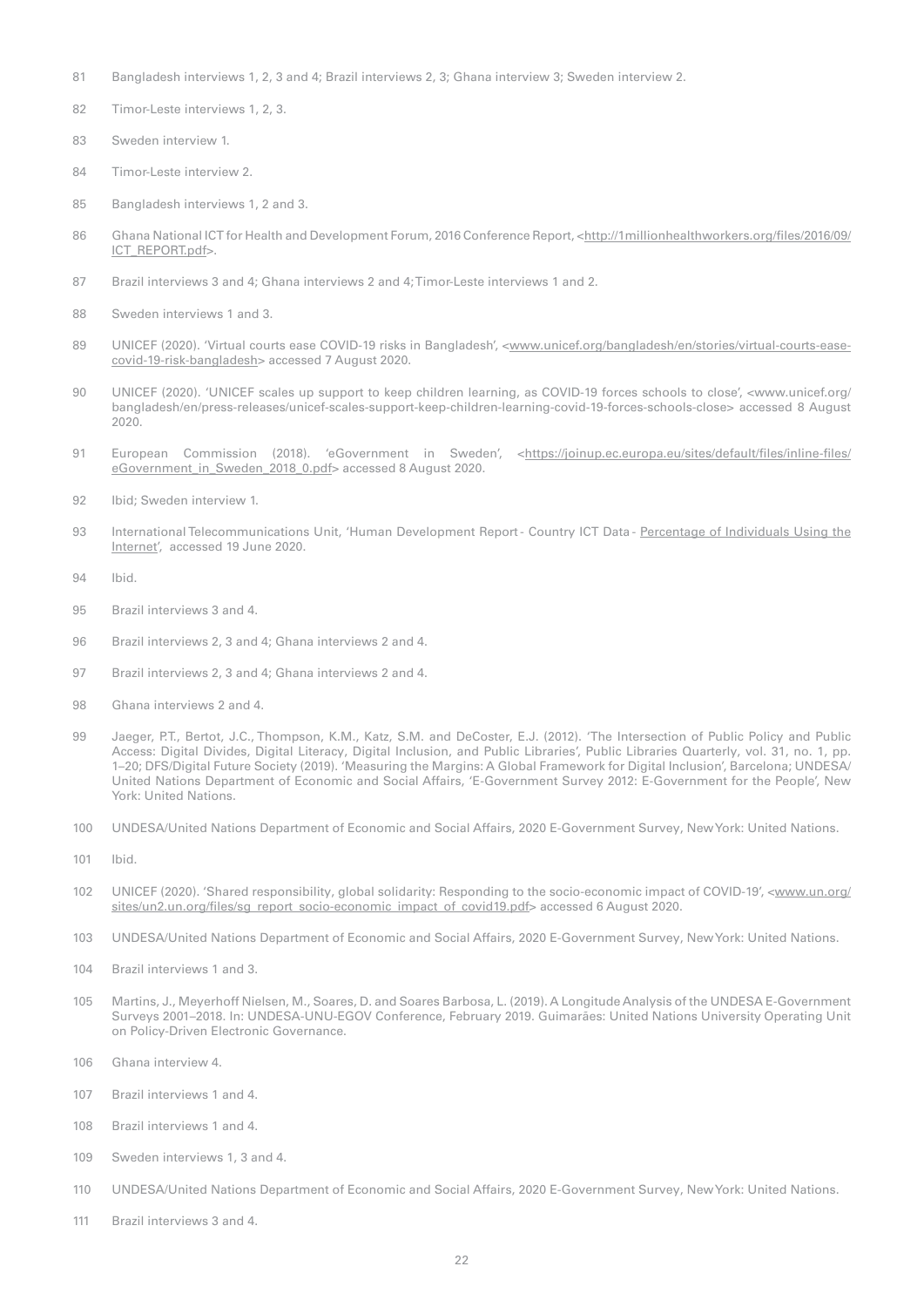81 Bangladesh interviews 1, 2, 3 and 4; Brazil interviews 2, 3; Ghana interview 3; Sweden interview 2.

82 Timor-Leste interviews 1, 2, 3.

83 Sweden interview 1.

84 Timor-Leste interview 2.

85 Bangladesh interviews 1, 2 and 3.

86 Ghana National ICT for Health and Development Forum, 2016 Conference Report, <http://1millionhealthworkers.org/files/2016/09/ICT_REPORT.pdf>.

87 Brazil interviews 3 and 4; Ghana interviews 2 and 4; Timor-Leste interviews 1 and 2.

88 Sweden interviews 1 and 3.

89 UNICEF (2020). 'Virtual courts ease COVID-19 risks in Bangladesh', <www.unicef.org/bangladesh/en/stories/virtual-courts-ease-covid-19-risk-bangladesh> accessed 7 August 2020.

90 UNICEF (2020). 'UNICEF scales up support to keep children learning, as COVID-19 forces schools to close', <www.unicef.org/bangladesh/en/press-releases/unicef-scales-support-keep-children-learning-covid-19-forces-schools-close> accessed 8 August 2020.

91 European Commission (2018). 'eGovernment in Sweden', <https://joinup.ec.europa.eu/sites/default/files/inline-files/eGovernment_in_Sweden_2018_0.pdf> accessed 8 August 2020.

92 Ibid; Sweden interview 1.

93 International Telecommunications Unit, 'Human Development Report - Country ICT Data - Percentage of Individuals Using the Internet', accessed 19 June 2020.

94 Ibid.

95 Brazil interviews 3 and 4.

96 Brazil interviews 2, 3 and 4; Ghana interviews 2 and 4.

97 Brazil interviews 2, 3 and 4; Ghana interviews 2 and 4.

98 Ghana interviews 2 and 4.

99 Jaeger, P.T., Bertot, J.C., Thompson, K.M., Katz, S.M. and DeCoster, E.J. (2012). 'The Intersection of Public Policy and Public Access: Digital Divides, Digital Literacy, Digital Inclusion, and Public Libraries', Public Libraries Quarterly, vol. 31, no. 1, pp. 1–20; DFS/Digital Future Society (2019). 'Measuring the Margins: A Global Framework for Digital Inclusion', Barcelona; UNDESA/United Nations Department of Economic and Social Affairs, 'E-Government Survey 2012: E-Government for the People', New York: United Nations.

100 UNDESA/United Nations Department of Economic and Social Affairs, 2020 E-Government Survey, New York: United Nations.

101 Ibid.

102 UNICEF (2020). 'Shared responsibility, global solidarity: Responding to the socio-economic impact of COVID-19', <www.un.org/sites/un2.un.org/files/sg_report_socio-economic_impact_of_covid19.pdf> accessed 6 August 2020.

103 UNDESA/United Nations Department of Economic and Social Affairs, 2020 E-Government Survey, New York: United Nations.

104 Brazil interviews 1 and 3.

105 Martins, J., Meyerhoff Nielsen, M., Soares, D. and Soares Barbosa, L. (2019). A Longitude Analysis of the UNDESA E-Government Surveys 2001–2018. In: UNDESA-UNU-EGOV Conference, February 2019. Guimarães: United Nations University Operating Unit on Policy-Driven Electronic Governance.

106 Ghana interview 4.

107 Brazil interviews 1 and 4.

108 Brazil interviews 1 and 4.

109 Sweden interviews 1, 3 and 4.

110 UNDESA/United Nations Department of Economic and Social Affairs, 2020 E-Government Survey, New York: United Nations.

111 Brazil interviews 3 and 4.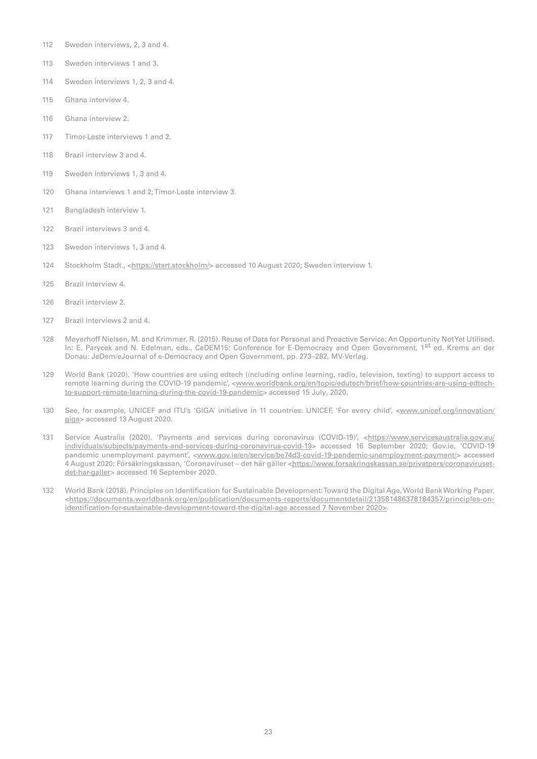112 Sweden interviews, 2, 3 and 4.

113 Sweden interviews 1 and 3.

114 Sweden interviews 1, 2, 3 and 4.

115 Ghana interview 4.

116 Ghana interview 2.

117 Timor-Leste interviews 1 and 2.

118 Brazil interview 3 and 4.

119 Sweden interviews 1, 3 and 4.

120 Ghana interviews 1 and 2; Timor-Leste interview 3.

121 Bangladesh interview 1.

122 Brazil interviews 3 and 4.

123 Sweden interviews 1, 3 and 4.

124 Stockholm Stadt., <https://start.stockholm/> accessed 10 August 2020; Sweden interview 1.

125 Brazil interview 4.

126 Brazil interview 2.

127 Brazil interviews 2 and 4.

128 Meyerhoff Nielsen, M. and Krimmer, R. (2015). Reuse of Data for Personal and Proactive Service: An Opportunity Not Yet Utilised. In: E. Parycek and N. Edelman, eds., CeDEM15: Conference for E-Democracy and Open Government, 1st ed. Krems an der Donau: JeDem/eJournal of e-Democracy and Open Government, pp. 273–282, MV-Verlag.

129 World Bank (2020). 'How countries are using edtech (including online learning, radio, television, texting) to support access to remote learning during the COVID-19 pandemic', <www.worldbank.org/en/topic/edutech/brief/how-countries-are-using-edtech-to-support-remote-learning-during-the-covid-19-pandemic> accessed 15 July, 2020.

130 See, for example, UNICEF and ITU's 'GIGA' initiative in 11 countries: UNICEF, 'For every child', <www.unicef.org/innovation/giga> accessed 13 August 2020.

131 Service Australia (2020). 'Payments and services during coronavirus (COVID-19)', <https://www.servicesaustralia.gov.au/individuals/subjects/payments-and-services-during-coronavirus-covid-19> accessed 16 September 2020; Gov.ie, 'COVID-19 pandemic unemployment payment', <www.gov.ie/en/service/be74d3-covid-19-pandemic-unemployment-payment/> accessed 4 August 2020; Försäkringskassan, 'Coronaviruset – det här gäller <https://www.forsakringskassan.se/privatpers/coronaviruset-det-har-galler> accessed 16 September 2020.

132 World Bank (2018). Principles on Identification for Sustainable Development: Toward the Digital Age, World Bank Working Paper, <https://documents.worldbank.org/en/publication/documents-reports/documentdetail/213581486378184357/principles-on-identification-for-sustainable-development-toward-the-digital-age accessed 7 November 2020>.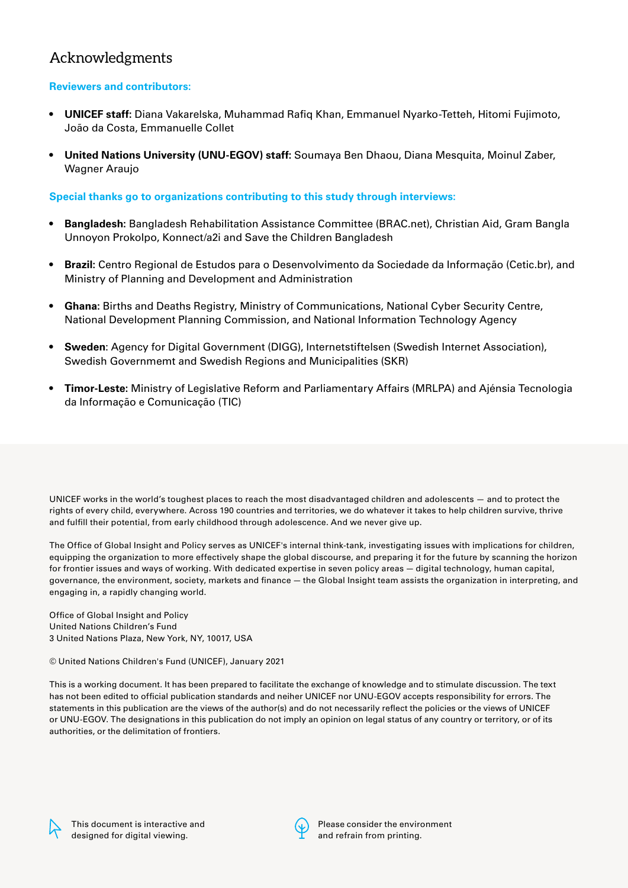# Acknowledgments

**Reviewers and contributors:**

- **UNICEF staff:** Diana Vakarelska, Muhammad Rafiq Khan, Emmanuel Nyarko-Tetteh, Hitomi Fujimoto, João da Costa, Emmanuelle Collet
- **United Nations University (UNU-EGOV) staff:** Soumaya Ben Dhaou, Diana Mesquita, Moinul Zaber, Wagner Araujo

**Special thanks go to organizations contributing to this study through interviews:**

- **Bangladesh:** Bangladesh Rehabilitation Assistance Committee (BRAC.net), Christian Aid, Gram Bangla Unnoyon Prokolpo, Konnect/a2i and Save the Children Bangladesh
- **Brazil:** Centro Regional de Estudos para o Desenvolvimento da Sociedade da Informação (Cetic.br), and Ministry of Planning and Development and Administration
- **Ghana:** Births and Deaths Registry, Ministry of Communications, National Cyber Security Centre, National Development Planning Commission, and National Information Technology Agency
- **Sweden**: Agency for Digital Government (DIGG), Internetstiftelsen (Swedish Internet Association), Swedish Governmemt and Swedish Regions and Municipalities (SKR)
- **Timor-Leste**: Ministry of Legislative Reform and Parliamentary Affairs (MRLPA) and Ajénsia Tecnologia da Informação e Comunicação (TIC)

UNICEF works in the world's toughest places to reach the most disadvantaged children and adolescents — and to protect the rights of every child, everywhere. Across 190 countries and territories, we do whatever it takes to help children survive, thrive and fulfill their potential, from early childhood through adolescence. And we never give up.

The Office of Global Insight and Policy serves as UNICEF's internal think-tank, investigating issues with implications for children, equipping the organization to more effectively shape the global discourse, and preparing it for the future by scanning the horizon for frontier issues and ways of working. With dedicated expertise in seven policy areas — digital technology, human capital, governance, the environment, society, markets and finance — the Global Insight team assists the organization in interpreting, and engaging in, a rapidly changing world.

Office of Global Insight and Policy
United Nations Children's Fund
3 United Nations Plaza, New York, NY, 10017, USA

© United Nations Children's Fund (UNICEF), January 2021

This is a working document. It has been prepared to facilitate the exchange of knowledge and to stimulate discussion. The text has not been edited to official publication standards and neiher UNICEF nor UNU-EGOV accepts responsibility for errors. The statements in this publication are the views of the author(s) and do not necessarily reflect the policies or the views of UNICEF or UNU-EGOV. The designations in this publication do not imply an opinion on legal status of any country or territory, or of its authorities, or the delimitation of frontiers.

This document is interactive and designed for digital viewing.

Please consider the environment and refrain from printing.